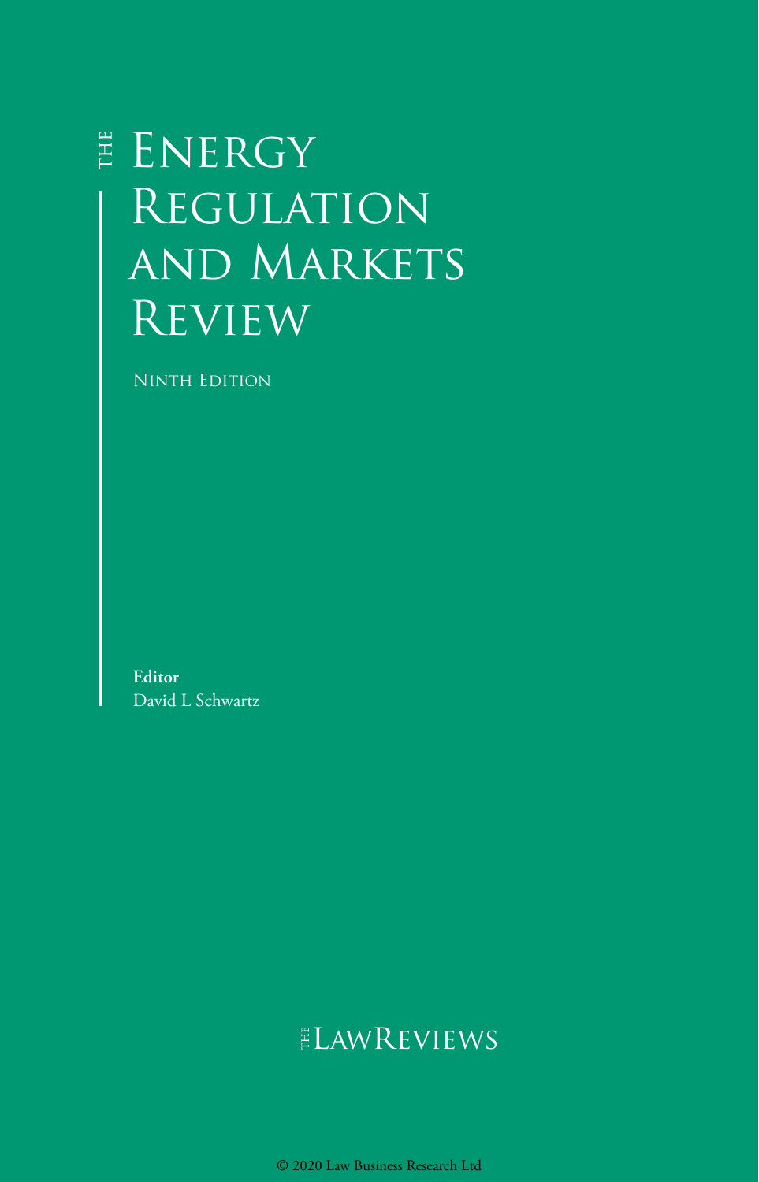# The Energy Regulation and Markets Review

Ninth Edition

**Editor**
David L Schwartz

The LawReviews

© 2020 Law Business Research Ltd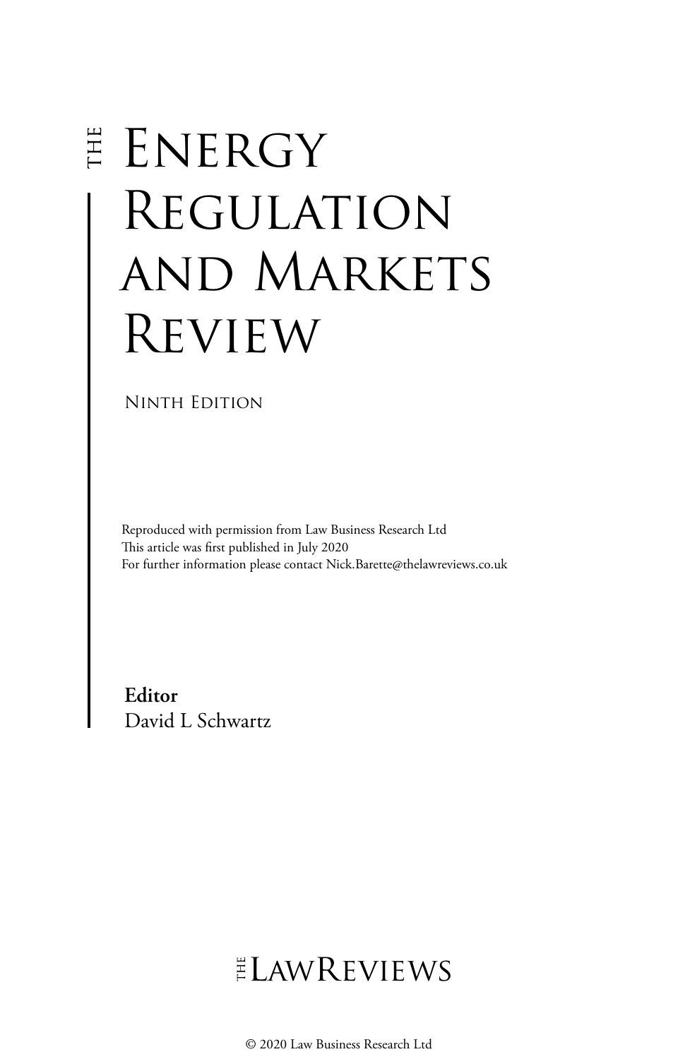# THE ENERGY REGULATION AND MARKETS REVIEW

NINTH EDITION

Reproduced with permission from Law Business Research Ltd
This article was first published in July 2020
For further information please contact Nick.Barette@thelawreviews.co.uk

**Editor**
David L Schwartz

THE LAWREVIEWS

© 2020 Law Business Research Ltd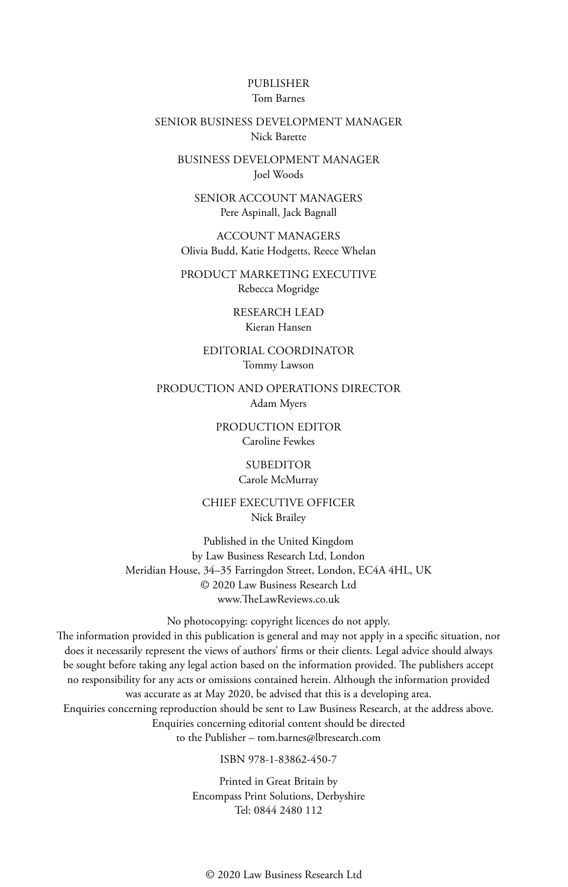PUBLISHER
Tom Barnes

SENIOR BUSINESS DEVELOPMENT MANAGER
Nick Barette

BUSINESS DEVELOPMENT MANAGER
Joel Woods

SENIOR ACCOUNT MANAGERS
Pere Aspinall, Jack Bagnall

ACCOUNT MANAGERS
Olivia Budd, Katie Hodgetts, Reece Whelan

PRODUCT MARKETING EXECUTIVE
Rebecca Mogridge

RESEARCH LEAD
Kieran Hansen

EDITORIAL COORDINATOR
Tommy Lawson

PRODUCTION AND OPERATIONS DIRECTOR
Adam Myers

PRODUCTION EDITOR
Caroline Fewkes

SUBEDITOR
Carole McMurray

CHIEF EXECUTIVE OFFICER
Nick Brailey

Published in the United Kingdom
by Law Business Research Ltd, London
Meridian House, 34–35 Farringdon Street, London, EC4A 4HL, UK
© 2020 Law Business Research Ltd
www.TheLawReviews.co.uk

No photocopying: copyright licences do not apply.
The information provided in this publication is general and may not apply in a specific situation, nor does it necessarily represent the views of authors' firms or their clients. Legal advice should always be sought before taking any legal action based on the information provided. The publishers accept no responsibility for any acts or omissions contained herein. Although the information provided was accurate as at May 2020, be advised that this is a developing area.
Enquiries concerning reproduction should be sent to Law Business Research, at the address above.
Enquiries concerning editorial content should be directed
to the Publisher – tom.barnes@lbresearch.com

ISBN 978-1-83862-450-7

Printed in Great Britain by
Encompass Print Solutions, Derbyshire
Tel: 0844 2480 112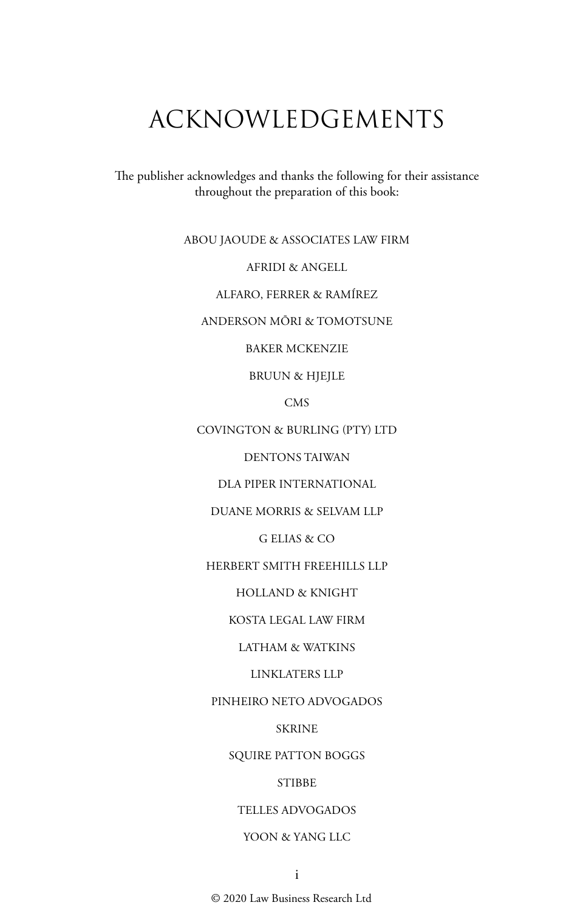# ACKNOWLEDGEMENTS

The publisher acknowledges and thanks the following for their assistance throughout the preparation of this book:

ABOU JAOUDE & ASSOCIATES LAW FIRM

AFRIDI & ANGELL

ALFARO, FERRER & RAMÍREZ

ANDERSON MŌRI & TOMOTSUNE

BAKER MCKENZIE

BRUUN & HJEJLE

CMS

COVINGTON & BURLING (PTY) LTD

DENTONS TAIWAN

DLA PIPER INTERNATIONAL

DUANE MORRIS & SELVAM LLP

G ELIAS & CO

HERBERT SMITH FREEHILLS LLP

HOLLAND & KNIGHT

KOSTA LEGAL LAW FIRM

LATHAM & WATKINS

LINKLATERS LLP

PINHEIRO NETO ADVOGADOS

SKRINE

SQUIRE PATTON BOGGS

STIBBE

TELLES ADVOGADOS

YOON & YANG LLC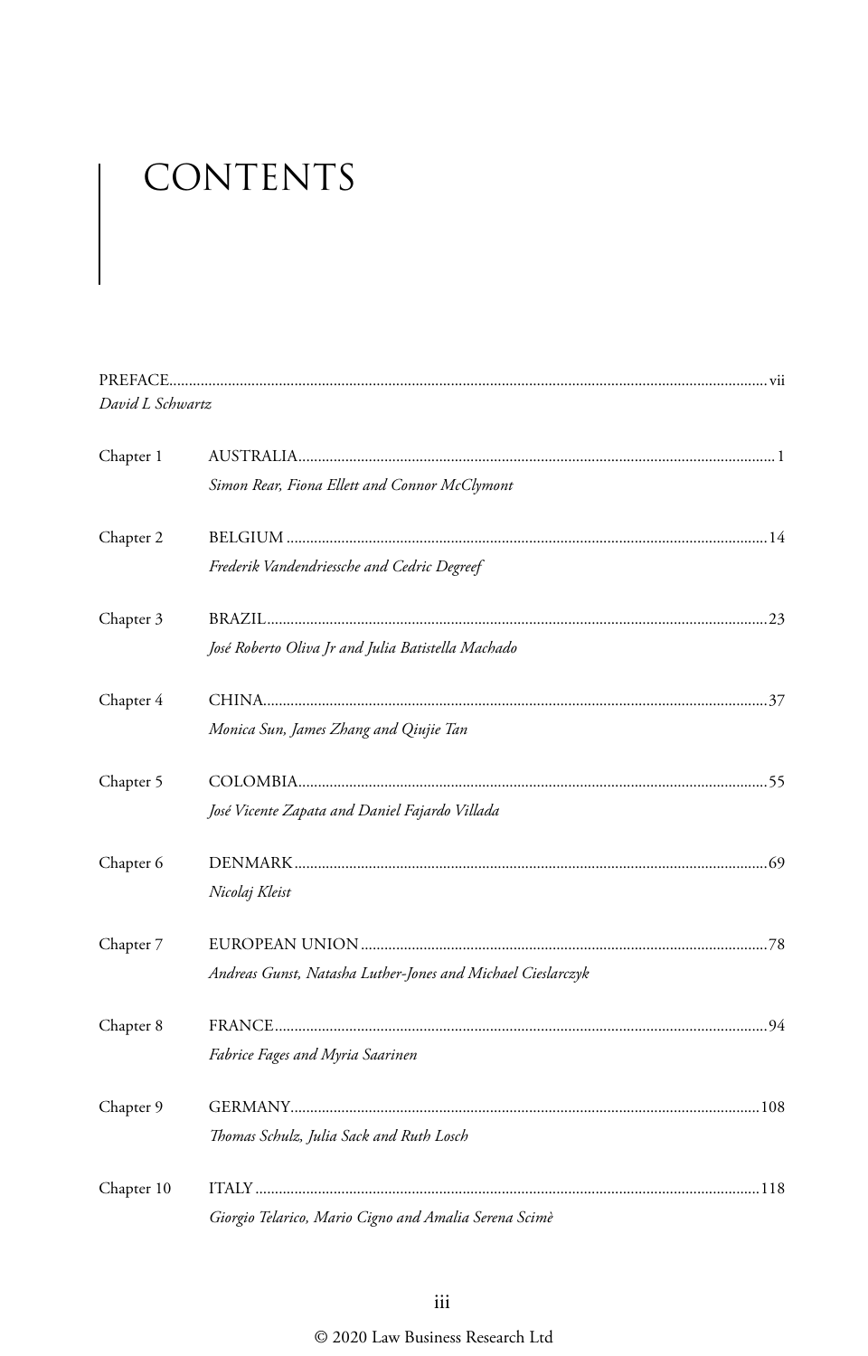# CONTENTS

PREFACE ..... vii
*David L Schwartz*

Chapter 1 AUSTRALIA ..... 1
*Simon Rear, Fiona Ellett and Connor McClymont*

Chapter 2 BELGIUM ..... 14
*Frederik Vandendriessche and Cedric Degreef*

Chapter 3 BRAZIL ..... 23
*José Roberto Oliva Jr and Julia Batistella Machado*

Chapter 4 CHINA ..... 37
*Monica Sun, James Zhang and Qiujie Tan*

Chapter 5 COLOMBIA ..... 55
*José Vicente Zapata and Daniel Fajardo Villada*

Chapter 6 DENMARK ..... 69
*Nicolaj Kleist*

Chapter 7 EUROPEAN UNION ..... 78
*Andreas Gunst, Natasha Luther-Jones and Michael Cieslarczyk*

Chapter 8 FRANCE ..... 94
*Fabrice Fages and Myria Saarinen*

Chapter 9 GERMANY ..... 108
*Thomas Schulz, Julia Sack and Ruth Losch*

Chapter 10 ITALY ..... 118
*Giorgio Telarico, Mario Cigno and Amalia Serena Scimè*

© 2020 Law Business Research Ltd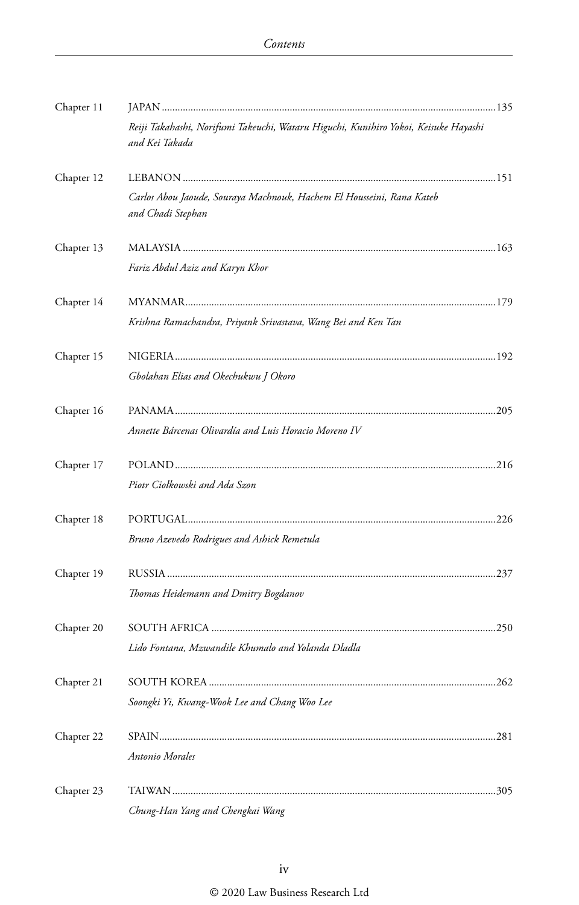Chapter 11 JAPAN ...135

*Reiji Takahashi, Norifumi Takeuchi, Wataru Higuchi, Kunihiro Yokoi, Keisuke Hayashi and Kei Takada*

Chapter 12 LEBANON ...151

*Carlos Abou Jaoude, Souraya Machnouk, Hachem El Housseini, Rana Kateb and Chadi Stephan*

Chapter 13 MALAYSIA ...163

*Fariz Abdul Aziz and Karyn Khor*

Chapter 14 MYANMAR...179

*Krishna Ramachandra, Priyank Srivastava, Wang Bei and Ken Tan*

Chapter 15 NIGERIA...192

*Gbolahan Elias and Okechukwu J Okoro*

Chapter 16 PANAMA...205

*Annette Bárcenas Olivardía and Luis Horacio Moreno IV*

Chapter 17 POLAND...216

*Piotr Ciołkowski and Ada Szon*

Chapter 18 PORTUGAL...226

*Bruno Azevedo Rodrigues and Ashick Remetula*

Chapter 19 RUSSIA ...237

*Thomas Heidemann and Dmitry Bogdanov*

Chapter 20 SOUTH AFRICA ...250

*Lido Fontana, Mzwandile Khumalo and Yolanda Dladla*

Chapter 21 SOUTH KOREA ...262

*Soongki Yi, Kwang-Wook Lee and Chang Woo Lee*

Chapter 22 SPAIN...281

*Antonio Morales*

Chapter 23 TAIWAN...305

*Chung-Han Yang and Chengkai Wang*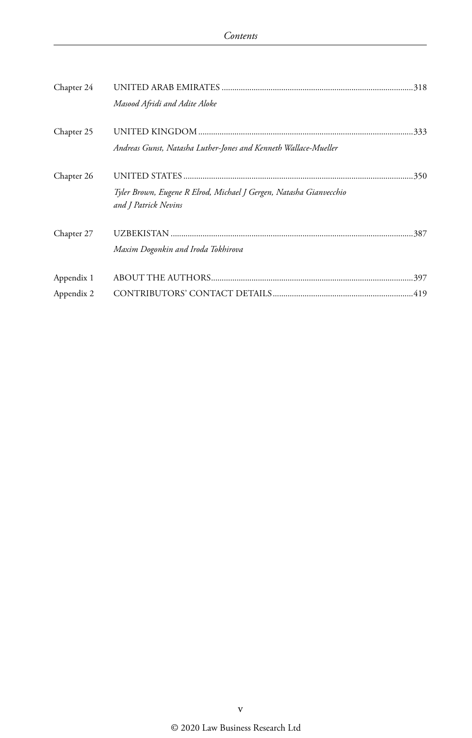Chapter 24 UNITED ARAB EMIRATES ......................................................................................318

*Masood Afridi and Adite Aloke*

Chapter 25 UNITED KINGDOM ..............................................................................................333

*Andreas Gunst, Natasha Luther-Jones and Kenneth Wallace-Mueller*

Chapter 26 UNITED STATES ...................................................................................................350

*Tyler Brown, Eugene R Elrod, Michael J Gergen, Natasha Gianvecchio and J Patrick Nevins*

Chapter 27 UZBEKISTAN .........................................................................................................387

*Maxim Dogonkin and Iroda Tokhirova*

Appendix 1 ABOUT THE AUTHORS.........................................................................................397

Appendix 2 CONTRIBUTORS' CONTACT DETAILS.................................................................419

© 2020 Law Business Research Ltd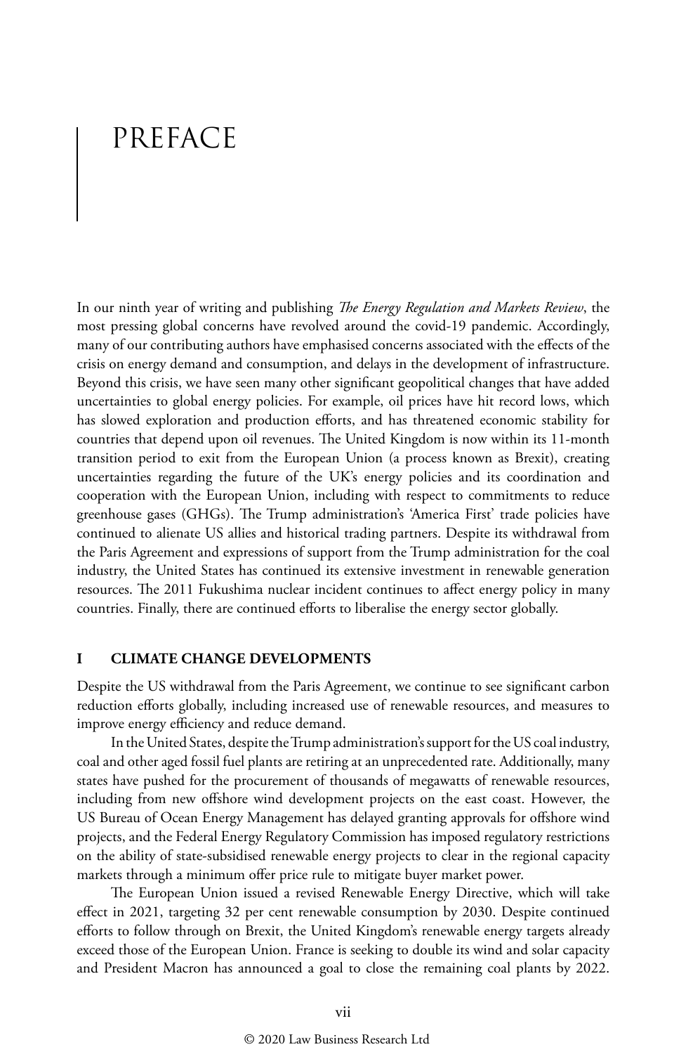# PREFACE

In our ninth year of writing and publishing *The Energy Regulation and Markets Review*, the most pressing global concerns have revolved around the covid-19 pandemic. Accordingly, many of our contributing authors have emphasised concerns associated with the effects of the crisis on energy demand and consumption, and delays in the development of infrastructure. Beyond this crisis, we have seen many other significant geopolitical changes that have added uncertainties to global energy policies. For example, oil prices have hit record lows, which has slowed exploration and production efforts, and has threatened economic stability for countries that depend upon oil revenues. The United Kingdom is now within its 11-month transition period to exit from the European Union (a process known as Brexit), creating uncertainties regarding the future of the UK's energy policies and its coordination and cooperation with the European Union, including with respect to commitments to reduce greenhouse gases (GHGs). The Trump administration's 'America First' trade policies have continued to alienate US allies and historical trading partners. Despite its withdrawal from the Paris Agreement and expressions of support from the Trump administration for the coal industry, the United States has continued its extensive investment in renewable generation resources. The 2011 Fukushima nuclear incident continues to affect energy policy in many countries. Finally, there are continued efforts to liberalise the energy sector globally.

## I CLIMATE CHANGE DEVELOPMENTS

Despite the US withdrawal from the Paris Agreement, we continue to see significant carbon reduction efforts globally, including increased use of renewable resources, and measures to improve energy efficiency and reduce demand.

In the United States, despite the Trump administration's support for the US coal industry, coal and other aged fossil fuel plants are retiring at an unprecedented rate. Additionally, many states have pushed for the procurement of thousands of megawatts of renewable resources, including from new offshore wind development projects on the east coast. However, the US Bureau of Ocean Energy Management has delayed granting approvals for offshore wind projects, and the Federal Energy Regulatory Commission has imposed regulatory restrictions on the ability of state-subsidised renewable energy projects to clear in the regional capacity markets through a minimum offer price rule to mitigate buyer market power.

The European Union issued a revised Renewable Energy Directive, which will take effect in 2021, targeting 32 per cent renewable consumption by 2030. Despite continued efforts to follow through on Brexit, the United Kingdom's renewable energy targets already exceed those of the European Union. France is seeking to double its wind and solar capacity and President Macron has announced a goal to close the remaining coal plants by 2022.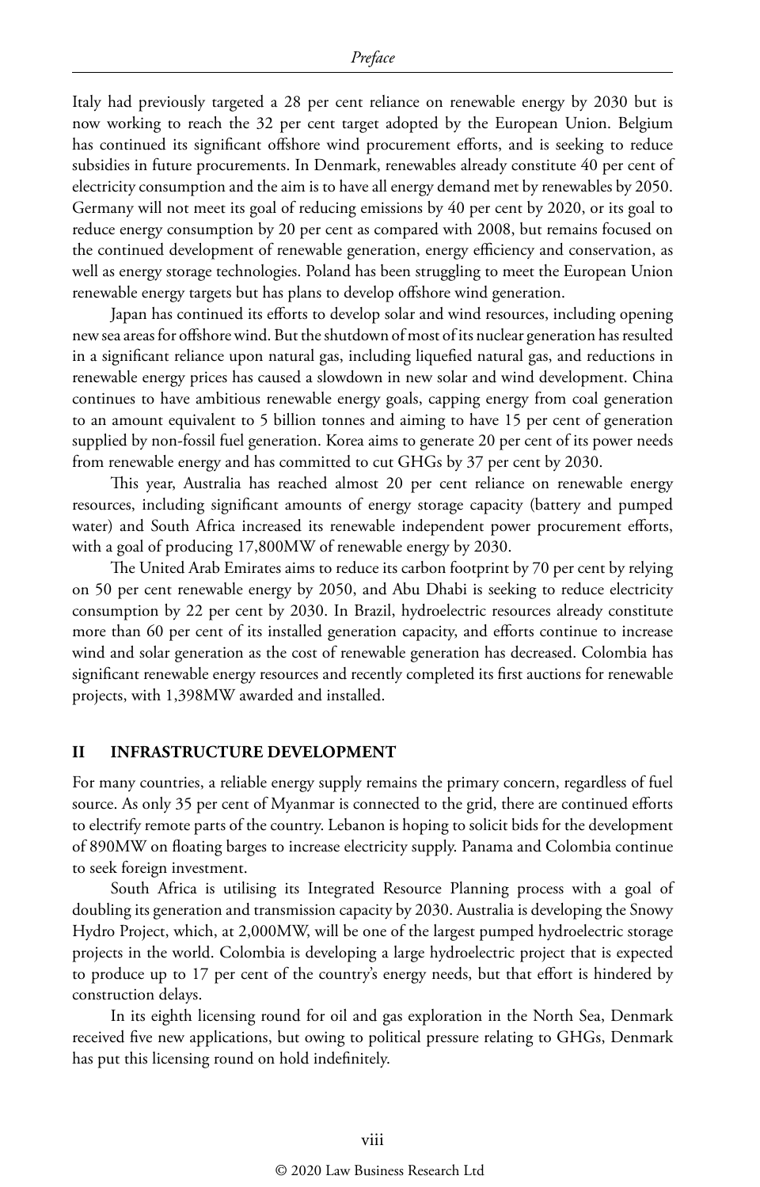Italy had previously targeted a 28 per cent reliance on renewable energy by 2030 but is now working to reach the 32 per cent target adopted by the European Union. Belgium has continued its significant offshore wind procurement efforts, and is seeking to reduce subsidies in future procurements. In Denmark, renewables already constitute 40 per cent of electricity consumption and the aim is to have all energy demand met by renewables by 2050. Germany will not meet its goal of reducing emissions by 40 per cent by 2020, or its goal to reduce energy consumption by 20 per cent as compared with 2008, but remains focused on the continued development of renewable generation, energy efficiency and conservation, as well as energy storage technologies. Poland has been struggling to meet the European Union renewable energy targets but has plans to develop offshore wind generation.

Japan has continued its efforts to develop solar and wind resources, including opening new sea areas for offshore wind. But the shutdown of most of its nuclear generation has resulted in a significant reliance upon natural gas, including liquefied natural gas, and reductions in renewable energy prices has caused a slowdown in new solar and wind development. China continues to have ambitious renewable energy goals, capping energy from coal generation to an amount equivalent to 5 billion tonnes and aiming to have 15 per cent of generation supplied by non-fossil fuel generation. Korea aims to generate 20 per cent of its power needs from renewable energy and has committed to cut GHGs by 37 per cent by 2030.

This year, Australia has reached almost 20 per cent reliance on renewable energy resources, including significant amounts of energy storage capacity (battery and pumped water) and South Africa increased its renewable independent power procurement efforts, with a goal of producing 17,800MW of renewable energy by 2030.

The United Arab Emirates aims to reduce its carbon footprint by 70 per cent by relying on 50 per cent renewable energy by 2050, and Abu Dhabi is seeking to reduce electricity consumption by 22 per cent by 2030. In Brazil, hydroelectric resources already constitute more than 60 per cent of its installed generation capacity, and efforts continue to increase wind and solar generation as the cost of renewable generation has decreased. Colombia has significant renewable energy resources and recently completed its first auctions for renewable projects, with 1,398MW awarded and installed.

## II INFRASTRUCTURE DEVELOPMENT

For many countries, a reliable energy supply remains the primary concern, regardless of fuel source. As only 35 per cent of Myanmar is connected to the grid, there are continued efforts to electrify remote parts of the country. Lebanon is hoping to solicit bids for the development of 890MW on floating barges to increase electricity supply. Panama and Colombia continue to seek foreign investment.

South Africa is utilising its Integrated Resource Planning process with a goal of doubling its generation and transmission capacity by 2030. Australia is developing the Snowy Hydro Project, which, at 2,000MW, will be one of the largest pumped hydroelectric storage projects in the world. Colombia is developing a large hydroelectric project that is expected to produce up to 17 per cent of the country's energy needs, but that effort is hindered by construction delays.

In its eighth licensing round for oil and gas exploration in the North Sea, Denmark received five new applications, but owing to political pressure relating to GHGs, Denmark has put this licensing round on hold indefinitely.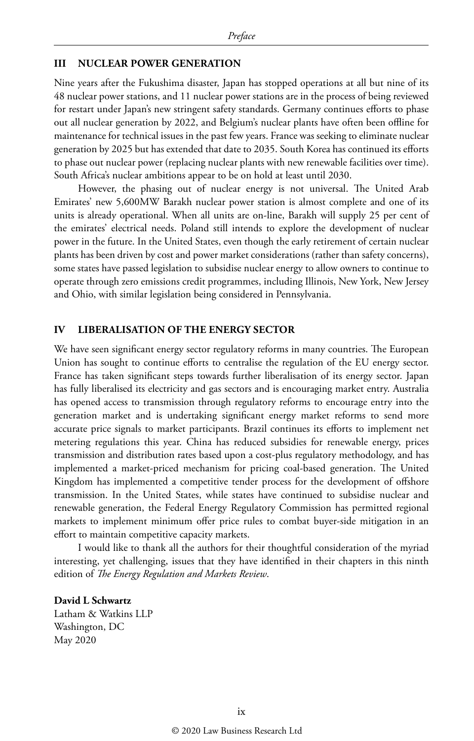## III NUCLEAR POWER GENERATION

Nine years after the Fukushima disaster, Japan has stopped operations at all but nine of its 48 nuclear power stations, and 11 nuclear power stations are in the process of being reviewed for restart under Japan's new stringent safety standards. Germany continues efforts to phase out all nuclear generation by 2022, and Belgium's nuclear plants have often been offline for maintenance for technical issues in the past few years. France was seeking to eliminate nuclear generation by 2025 but has extended that date to 2035. South Korea has continued its efforts to phase out nuclear power (replacing nuclear plants with new renewable facilities over time). South Africa's nuclear ambitions appear to be on hold at least until 2030.

However, the phasing out of nuclear energy is not universal. The United Arab Emirates' new 5,600MW Barakh nuclear power station is almost complete and one of its units is already operational. When all units are on-line, Barakh will supply 25 per cent of the emirates' electrical needs. Poland still intends to explore the development of nuclear power in the future. In the United States, even though the early retirement of certain nuclear plants has been driven by cost and power market considerations (rather than safety concerns), some states have passed legislation to subsidise nuclear energy to allow owners to continue to operate through zero emissions credit programmes, including Illinois, New York, New Jersey and Ohio, with similar legislation being considered in Pennsylvania.

## IV LIBERALISATION OF THE ENERGY SECTOR

We have seen significant energy sector regulatory reforms in many countries. The European Union has sought to continue efforts to centralise the regulation of the EU energy sector. France has taken significant steps towards further liberalisation of its energy sector. Japan has fully liberalised its electricity and gas sectors and is encouraging market entry. Australia has opened access to transmission through regulatory reforms to encourage entry into the generation market and is undertaking significant energy market reforms to send more accurate price signals to market participants. Brazil continues its efforts to implement net metering regulations this year. China has reduced subsidies for renewable energy, prices transmission and distribution rates based upon a cost-plus regulatory methodology, and has implemented a market-priced mechanism for pricing coal-based generation. The United Kingdom has implemented a competitive tender process for the development of offshore transmission. In the United States, while states have continued to subsidise nuclear and renewable generation, the Federal Energy Regulatory Commission has permitted regional markets to implement minimum offer price rules to combat buyer-side mitigation in an effort to maintain competitive capacity markets.

I would like to thank all the authors for their thoughtful consideration of the myriad interesting, yet challenging, issues that they have identified in their chapters in this ninth edition of *The Energy Regulation and Markets Review*.

**David L Schwartz**
Latham & Watkins LLP
Washington, DC
May 2020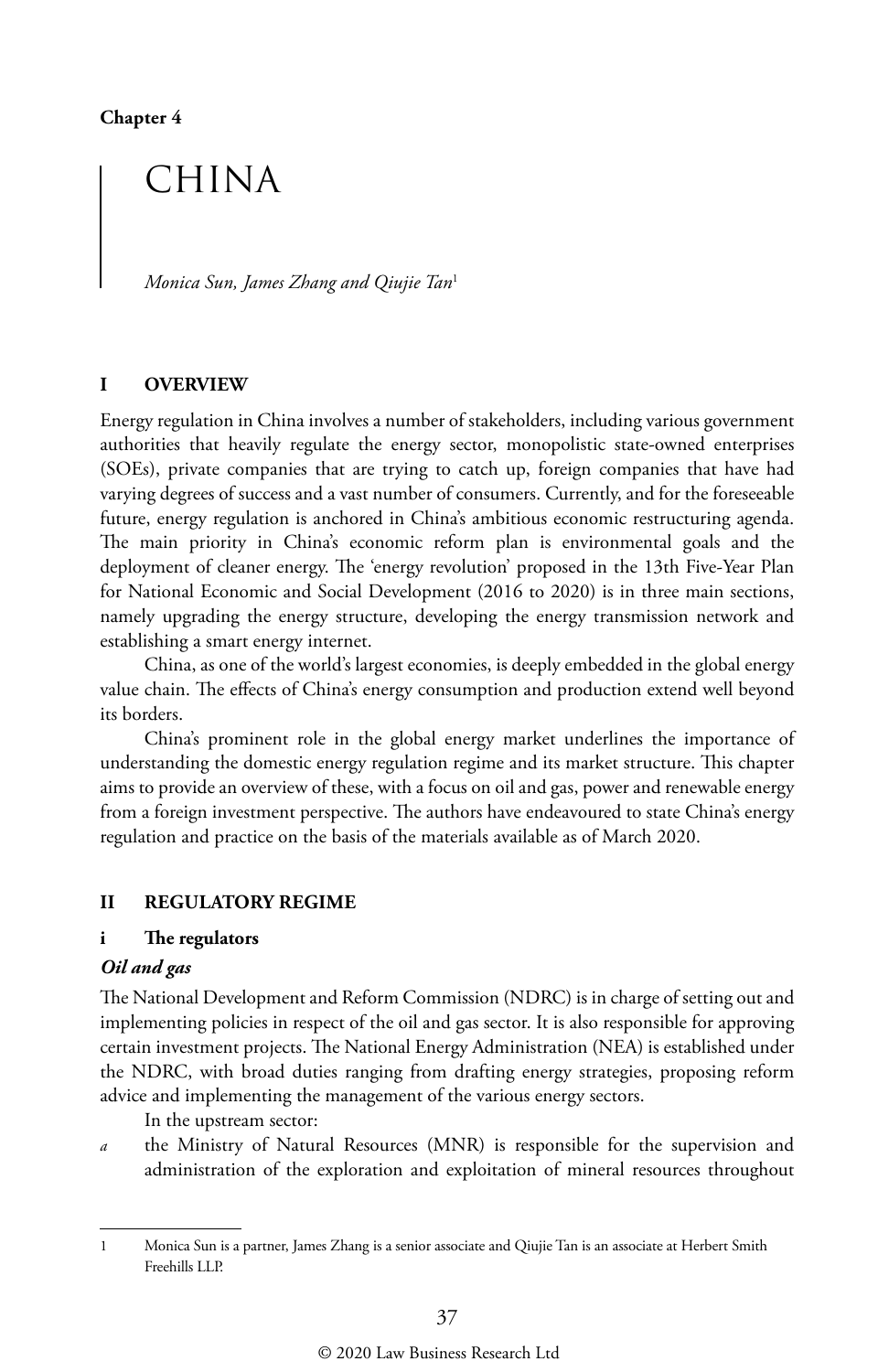**Chapter 4**

# CHINA

*Monica Sun, James Zhang and Qiujie Tan*[1]

## I OVERVIEW

Energy regulation in China involves a number of stakeholders, including various government authorities that heavily regulate the energy sector, monopolistic state-owned enterprises (SOEs), private companies that are trying to catch up, foreign companies that have had varying degrees of success and a vast number of consumers. Currently, and for the foreseeable future, energy regulation is anchored in China's ambitious economic restructuring agenda. The main priority in China's economic reform plan is environmental goals and the deployment of cleaner energy. The 'energy revolution' proposed in the 13th Five-Year Plan for National Economic and Social Development (2016 to 2020) is in three main sections, namely upgrading the energy structure, developing the energy transmission network and establishing a smart energy internet.

China, as one of the world's largest economies, is deeply embedded in the global energy value chain. The effects of China's energy consumption and production extend well beyond its borders.

China's prominent role in the global energy market underlines the importance of understanding the domestic energy regulation regime and its market structure. This chapter aims to provide an overview of these, with a focus on oil and gas, power and renewable energy from a foreign investment perspective. The authors have endeavoured to state China's energy regulation and practice on the basis of the materials available as of March 2020.

## II REGULATORY REGIME

### i The regulators

***Oil and gas***

The National Development and Reform Commission (NDRC) is in charge of setting out and implementing policies in respect of the oil and gas sector. It is also responsible for approving certain investment projects. The National Energy Administration (NEA) is established under the NDRC, with broad duties ranging from drafting energy strategies, proposing reform advice and implementing the management of the various energy sectors.

In the upstream sector:

*a* the Ministry of Natural Resources (MNR) is responsible for the supervision and administration of the exploration and exploitation of mineral resources throughout

---

1 Monica Sun is a partner, James Zhang is a senior associate and Qiujie Tan is an associate at Herbert Smith Freehills LLP.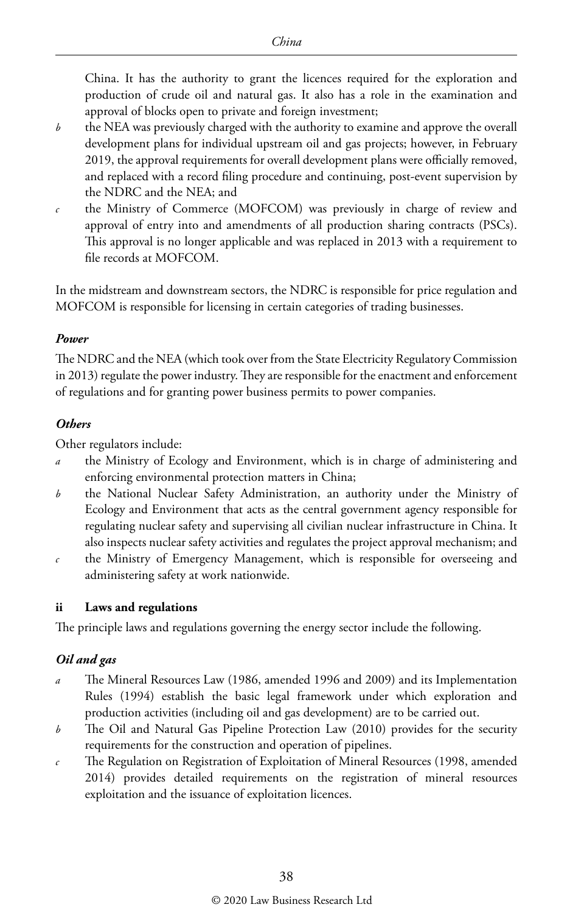China. It has the authority to grant the licences required for the exploration and production of crude oil and natural gas. It also has a role in the examination and approval of blocks open to private and foreign investment;

*b* the NEA was previously charged with the authority to examine and approve the overall development plans for individual upstream oil and gas projects; however, in February 2019, the approval requirements for overall development plans were officially removed, and replaced with a record filing procedure and continuing, post-event supervision by the NDRC and the NEA; and

*c* the Ministry of Commerce (MOFCOM) was previously in charge of review and approval of entry into and amendments of all production sharing contracts (PSCs). This approval is no longer applicable and was replaced in 2013 with a requirement to file records at MOFCOM.

In the midstream and downstream sectors, the NDRC is responsible for price regulation and MOFCOM is responsible for licensing in certain categories of trading businesses.

***Power***

The NDRC and the NEA (which took over from the State Electricity Regulatory Commission in 2013) regulate the power industry. They are responsible for the enactment and enforcement of regulations and for granting power business permits to power companies.

***Others***

Other regulators include:

*a* the Ministry of Ecology and Environment, which is in charge of administering and enforcing environmental protection matters in China;

*b* the National Nuclear Safety Administration, an authority under the Ministry of Ecology and Environment that acts as the central government agency responsible for regulating nuclear safety and supervising all civilian nuclear infrastructure in China. It also inspects nuclear safety activities and regulates the project approval mechanism; and

*c* the Ministry of Emergency Management, which is responsible for overseeing and administering safety at work nationwide.

### ii Laws and regulations

The principle laws and regulations governing the energy sector include the following.

***Oil and gas***

*a* The Mineral Resources Law (1986, amended 1996 and 2009) and its Implementation Rules (1994) establish the basic legal framework under which exploration and production activities (including oil and gas development) are to be carried out.

*b* The Oil and Natural Gas Pipeline Protection Law (2010) provides for the security requirements for the construction and operation of pipelines.

*c* The Regulation on Registration of Exploitation of Mineral Resources (1998, amended 2014) provides detailed requirements on the registration of mineral resources exploitation and the issuance of exploitation licences.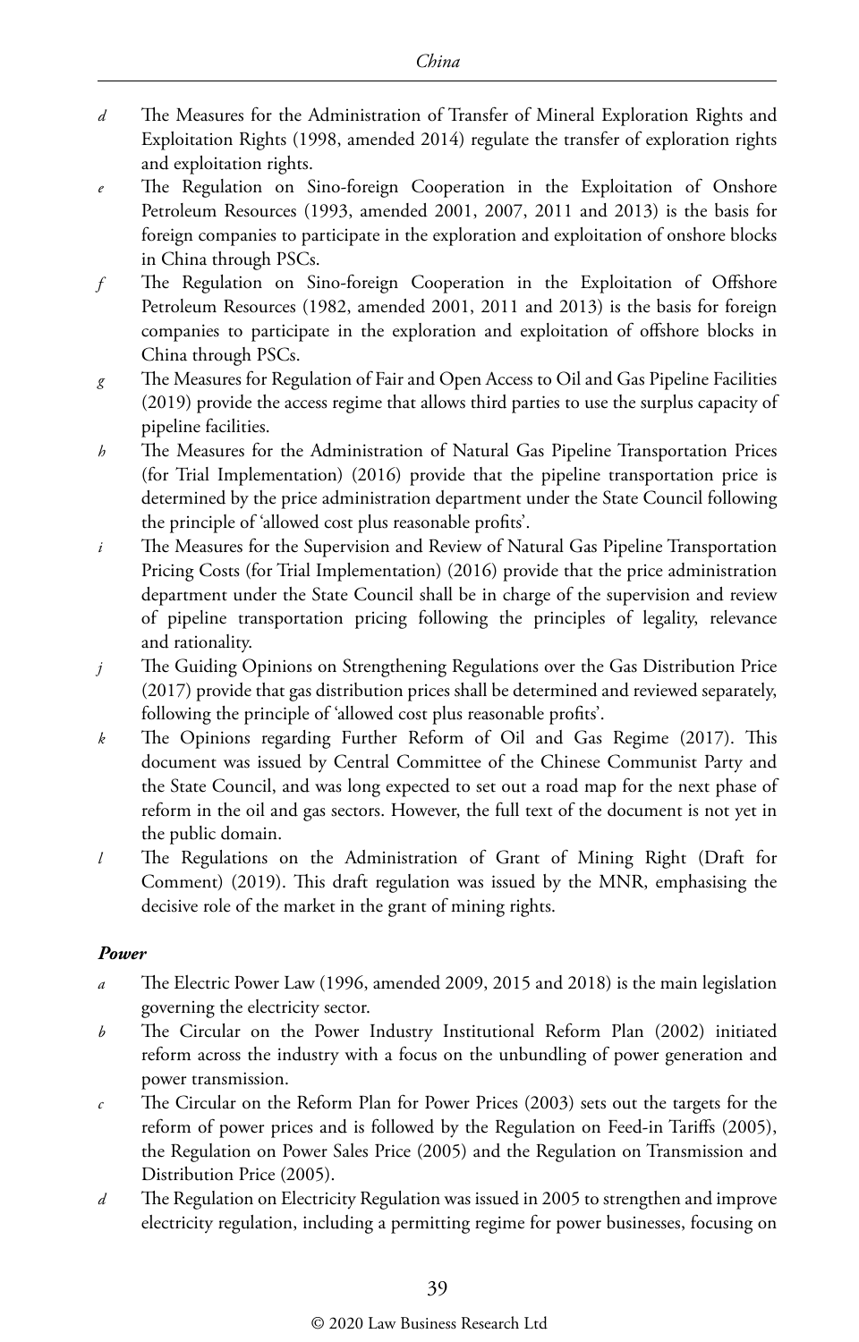*d* The Measures for the Administration of Transfer of Mineral Exploration Rights and Exploitation Rights (1998, amended 2014) regulate the transfer of exploration rights and exploitation rights.

*e* The Regulation on Sino-foreign Cooperation in the Exploitation of Onshore Petroleum Resources (1993, amended 2001, 2007, 2011 and 2013) is the basis for foreign companies to participate in the exploration and exploitation of onshore blocks in China through PSCs.

*f* The Regulation on Sino-foreign Cooperation in the Exploitation of Offshore Petroleum Resources (1982, amended 2001, 2011 and 2013) is the basis for foreign companies to participate in the exploration and exploitation of offshore blocks in China through PSCs.

*g* The Measures for Regulation of Fair and Open Access to Oil and Gas Pipeline Facilities (2019) provide the access regime that allows third parties to use the surplus capacity of pipeline facilities.

*h* The Measures for the Administration of Natural Gas Pipeline Transportation Prices (for Trial Implementation) (2016) provide that the pipeline transportation price is determined by the price administration department under the State Council following the principle of 'allowed cost plus reasonable profits'.

*i* The Measures for the Supervision and Review of Natural Gas Pipeline Transportation Pricing Costs (for Trial Implementation) (2016) provide that the price administration department under the State Council shall be in charge of the supervision and review of pipeline transportation pricing following the principles of legality, relevance and rationality.

*j* The Guiding Opinions on Strengthening Regulations over the Gas Distribution Price (2017) provide that gas distribution prices shall be determined and reviewed separately, following the principle of 'allowed cost plus reasonable profits'.

*k* The Opinions regarding Further Reform of Oil and Gas Regime (2017). This document was issued by Central Committee of the Chinese Communist Party and the State Council, and was long expected to set out a road map for the next phase of reform in the oil and gas sectors. However, the full text of the document is not yet in the public domain.

*l* The Regulations on the Administration of Grant of Mining Right (Draft for Comment) (2019). This draft regulation was issued by the MNR, emphasising the decisive role of the market in the grant of mining rights.

***Power***

*a* The Electric Power Law (1996, amended 2009, 2015 and 2018) is the main legislation governing the electricity sector.

*b* The Circular on the Power Industry Institutional Reform Plan (2002) initiated reform across the industry with a focus on the unbundling of power generation and power transmission.

*c* The Circular on the Reform Plan for Power Prices (2003) sets out the targets for the reform of power prices and is followed by the Regulation on Feed-in Tariffs (2005), the Regulation on Power Sales Price (2005) and the Regulation on Transmission and Distribution Price (2005).

*d* The Regulation on Electricity Regulation was issued in 2005 to strengthen and improve electricity regulation, including a permitting regime for power businesses, focusing on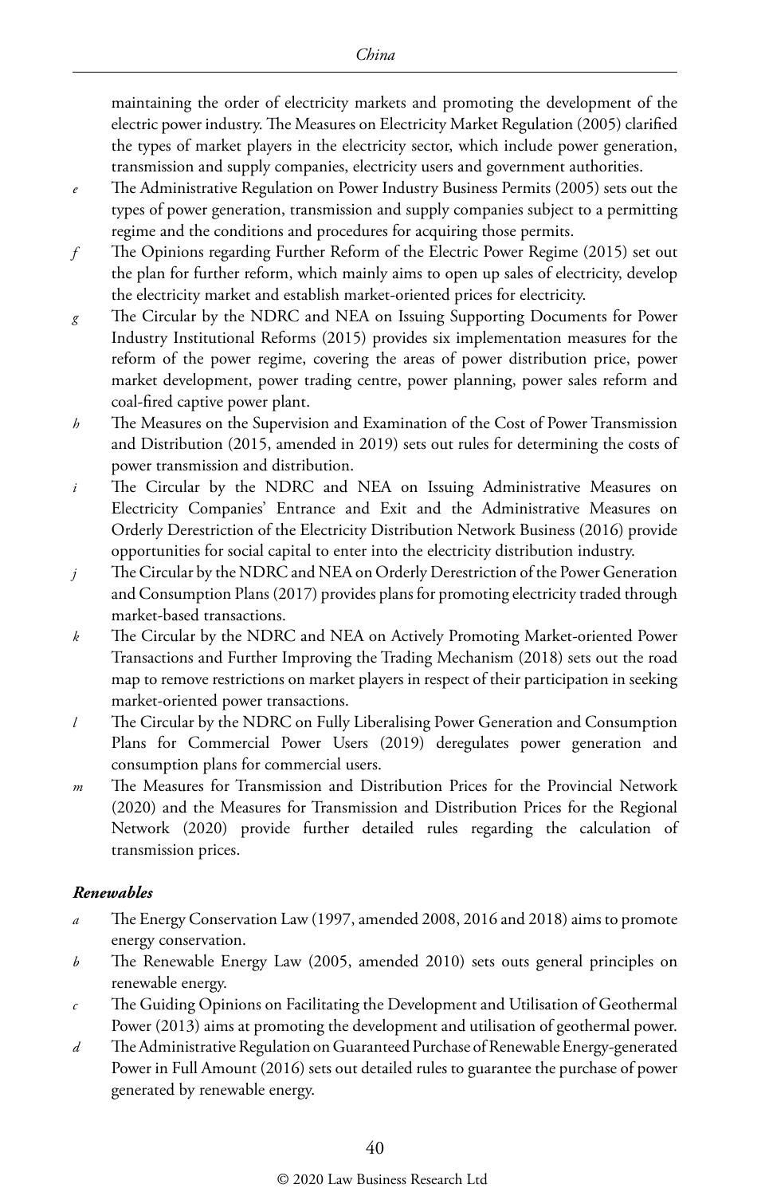maintaining the order of electricity markets and promoting the development of the electric power industry. The Measures on Electricity Market Regulation (2005) clarified the types of market players in the electricity sector, which include power generation, transmission and supply companies, electricity users and government authorities.

*e* The Administrative Regulation on Power Industry Business Permits (2005) sets out the types of power generation, transmission and supply companies subject to a permitting regime and the conditions and procedures for acquiring those permits.

*f* The Opinions regarding Further Reform of the Electric Power Regime (2015) set out the plan for further reform, which mainly aims to open up sales of electricity, develop the electricity market and establish market-oriented prices for electricity.

*g* The Circular by the NDRC and NEA on Issuing Supporting Documents for Power Industry Institutional Reforms (2015) provides six implementation measures for the reform of the power regime, covering the areas of power distribution price, power market development, power trading centre, power planning, power sales reform and coal-fired captive power plant.

*h* The Measures on the Supervision and Examination of the Cost of Power Transmission and Distribution (2015, amended in 2019) sets out rules for determining the costs of power transmission and distribution.

*i* The Circular by the NDRC and NEA on Issuing Administrative Measures on Electricity Companies' Entrance and Exit and the Administrative Measures on Orderly Derestriction of the Electricity Distribution Network Business (2016) provide opportunities for social capital to enter into the electricity distribution industry.

*j* The Circular by the NDRC and NEA on Orderly Derestriction of the Power Generation and Consumption Plans (2017) provides plans for promoting electricity traded through market-based transactions.

*k* The Circular by the NDRC and NEA on Actively Promoting Market-oriented Power Transactions and Further Improving the Trading Mechanism (2018) sets out the road map to remove restrictions on market players in respect of their participation in seeking market-oriented power transactions.

*l* The Circular by the NDRC on Fully Liberalising Power Generation and Consumption Plans for Commercial Power Users (2019) deregulates power generation and consumption plans for commercial users.

*m* The Measures for Transmission and Distribution Prices for the Provincial Network (2020) and the Measures for Transmission and Distribution Prices for the Regional Network (2020) provide further detailed rules regarding the calculation of transmission prices.

***Renewables***

*a* The Energy Conservation Law (1997, amended 2008, 2016 and 2018) aims to promote energy conservation.

*b* The Renewable Energy Law (2005, amended 2010) sets outs general principles on renewable energy.

*c* The Guiding Opinions on Facilitating the Development and Utilisation of Geothermal Power (2013) aims at promoting the development and utilisation of geothermal power.

*d* The Administrative Regulation on Guaranteed Purchase of Renewable Energy-generated Power in Full Amount (2016) sets out detailed rules to guarantee the purchase of power generated by renewable energy.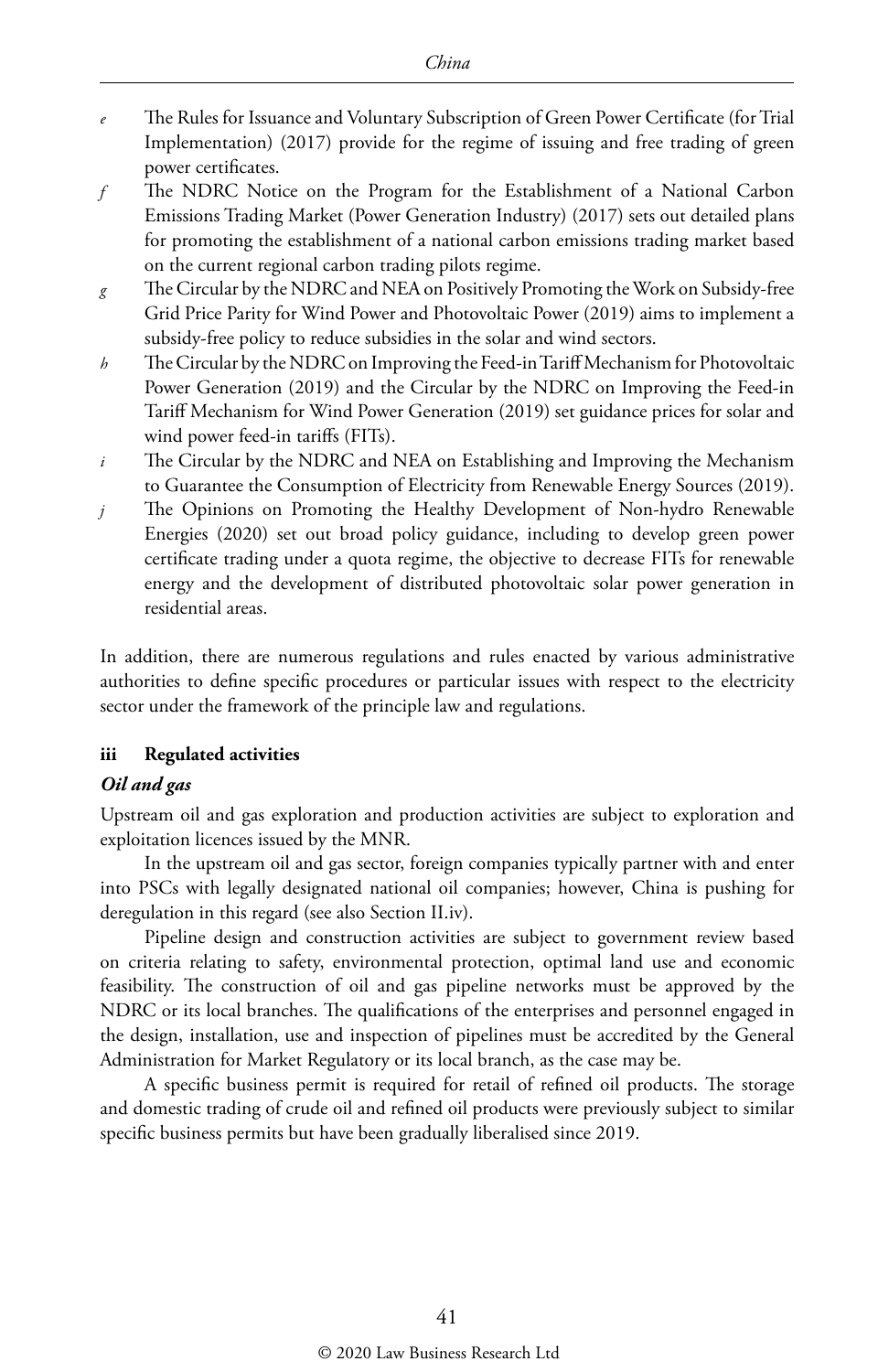*e* The Rules for Issuance and Voluntary Subscription of Green Power Certificate (for Trial Implementation) (2017) provide for the regime of issuing and free trading of green power certificates.

*f* The NDRC Notice on the Program for the Establishment of a National Carbon Emissions Trading Market (Power Generation Industry) (2017) sets out detailed plans for promoting the establishment of a national carbon emissions trading market based on the current regional carbon trading pilots regime.

*g* The Circular by the NDRC and NEA on Positively Promoting the Work on Subsidy-free Grid Price Parity for Wind Power and Photovoltaic Power (2019) aims to implement a subsidy-free policy to reduce subsidies in the solar and wind sectors.

*h* The Circular by the NDRC on Improving the Feed-in Tariff Mechanism for Photovoltaic Power Generation (2019) and the Circular by the NDRC on Improving the Feed-in Tariff Mechanism for Wind Power Generation (2019) set guidance prices for solar and wind power feed-in tariffs (FITs).

*i* The Circular by the NDRC and NEA on Establishing and Improving the Mechanism to Guarantee the Consumption of Electricity from Renewable Energy Sources (2019).

*j* The Opinions on Promoting the Healthy Development of Non-hydro Renewable Energies (2020) set out broad policy guidance, including to develop green power certificate trading under a quota regime, the objective to decrease FITs for renewable energy and the development of distributed photovoltaic solar power generation in residential areas.

In addition, there are numerous regulations and rules enacted by various administrative authorities to define specific procedures or particular issues with respect to the electricity sector under the framework of the principle law and regulations.

### iii Regulated activities

#### *Oil and gas*

Upstream oil and gas exploration and production activities are subject to exploration and exploitation licences issued by the MNR.

In the upstream oil and gas sector, foreign companies typically partner with and enter into PSCs with legally designated national oil companies; however, China is pushing for deregulation in this regard (see also Section II.iv).

Pipeline design and construction activities are subject to government review based on criteria relating to safety, environmental protection, optimal land use and economic feasibility. The construction of oil and gas pipeline networks must be approved by the NDRC or its local branches. The qualifications of the enterprises and personnel engaged in the design, installation, use and inspection of pipelines must be accredited by the General Administration for Market Regulatory or its local branch, as the case may be.

A specific business permit is required for retail of refined oil products. The storage and domestic trading of crude oil and refined oil products were previously subject to similar specific business permits but have been gradually liberalised since 2019.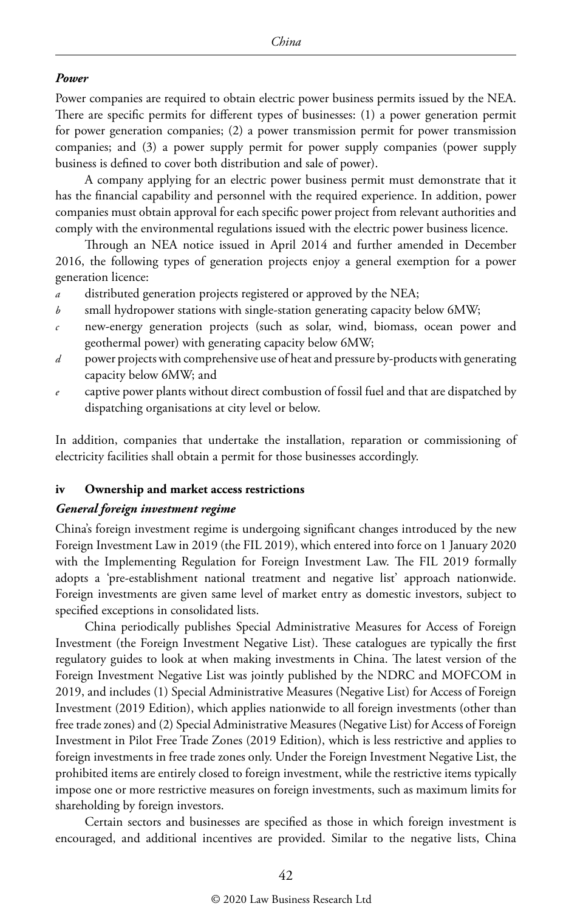### *Power*

Power companies are required to obtain electric power business permits issued by the NEA. There are specific permits for different types of businesses: (1) a power generation permit for power generation companies; (2) a power transmission permit for power transmission companies; and (3) a power supply permit for power supply companies (power supply business is defined to cover both distribution and sale of power).

A company applying for an electric power business permit must demonstrate that it has the financial capability and personnel with the required experience. In addition, power companies must obtain approval for each specific power project from relevant authorities and comply with the environmental regulations issued with the electric power business licence.

Through an NEA notice issued in April 2014 and further amended in December 2016, the following types of generation projects enjoy a general exemption for a power generation licence:

*a* distributed generation projects registered or approved by the NEA;

*b* small hydropower stations with single-station generating capacity below 6MW;

*c* new-energy generation projects (such as solar, wind, biomass, ocean power and geothermal power) with generating capacity below 6MW;

*d* power projects with comprehensive use of heat and pressure by-products with generating capacity below 6MW; and

*e* captive power plants without direct combustion of fossil fuel and that are dispatched by dispatching organisations at city level or below.

In addition, companies that undertake the installation, reparation or commissioning of electricity facilities shall obtain a permit for those businesses accordingly.

## iv Ownership and market access restrictions

### *General foreign investment regime*

China's foreign investment regime is undergoing significant changes introduced by the new Foreign Investment Law in 2019 (the FIL 2019), which entered into force on 1 January 2020 with the Implementing Regulation for Foreign Investment Law. The FIL 2019 formally adopts a 'pre-establishment national treatment and negative list' approach nationwide. Foreign investments are given same level of market entry as domestic investors, subject to specified exceptions in consolidated lists.

China periodically publishes Special Administrative Measures for Access of Foreign Investment (the Foreign Investment Negative List). These catalogues are typically the first regulatory guides to look at when making investments in China. The latest version of the Foreign Investment Negative List was jointly published by the NDRC and MOFCOM in 2019, and includes (1) Special Administrative Measures (Negative List) for Access of Foreign Investment (2019 Edition), which applies nationwide to all foreign investments (other than free trade zones) and (2) Special Administrative Measures (Negative List) for Access of Foreign Investment in Pilot Free Trade Zones (2019 Edition), which is less restrictive and applies to foreign investments in free trade zones only. Under the Foreign Investment Negative List, the prohibited items are entirely closed to foreign investment, while the restrictive items typically impose one or more restrictive measures on foreign investments, such as maximum limits for shareholding by foreign investors.

Certain sectors and businesses are specified as those in which foreign investment is encouraged, and additional incentives are provided. Similar to the negative lists, China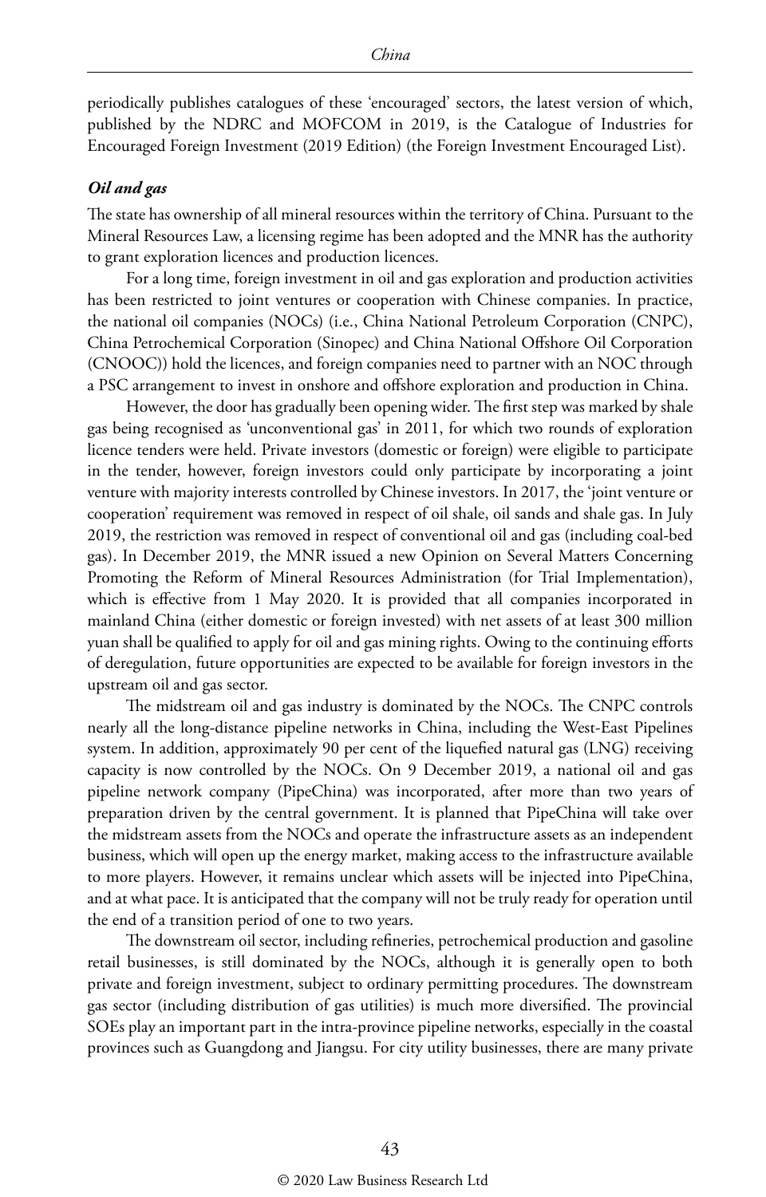periodically publishes catalogues of these 'encouraged' sectors, the latest version of which, published by the NDRC and MOFCOM in 2019, is the Catalogue of Industries for Encouraged Foreign Investment (2019 Edition) (the Foreign Investment Encouraged List).

### *Oil and gas*

The state has ownership of all mineral resources within the territory of China. Pursuant to the Mineral Resources Law, a licensing regime has been adopted and the MNR has the authority to grant exploration licences and production licences.

For a long time, foreign investment in oil and gas exploration and production activities has been restricted to joint ventures or cooperation with Chinese companies. In practice, the national oil companies (NOCs) (i.e., China National Petroleum Corporation (CNPC), China Petrochemical Corporation (Sinopec) and China National Offshore Oil Corporation (CNOOC)) hold the licences, and foreign companies need to partner with an NOC through a PSC arrangement to invest in onshore and offshore exploration and production in China.

However, the door has gradually been opening wider. The first step was marked by shale gas being recognised as 'unconventional gas' in 2011, for which two rounds of exploration licence tenders were held. Private investors (domestic or foreign) were eligible to participate in the tender, however, foreign investors could only participate by incorporating a joint venture with majority interests controlled by Chinese investors. In 2017, the 'joint venture or cooperation' requirement was removed in respect of oil shale, oil sands and shale gas. In July 2019, the restriction was removed in respect of conventional oil and gas (including coal-bed gas). In December 2019, the MNR issued a new Opinion on Several Matters Concerning Promoting the Reform of Mineral Resources Administration (for Trial Implementation), which is effective from 1 May 2020. It is provided that all companies incorporated in mainland China (either domestic or foreign invested) with net assets of at least 300 million yuan shall be qualified to apply for oil and gas mining rights. Owing to the continuing efforts of deregulation, future opportunities are expected to be available for foreign investors in the upstream oil and gas sector.

The midstream oil and gas industry is dominated by the NOCs. The CNPC controls nearly all the long-distance pipeline networks in China, including the West-East Pipelines system. In addition, approximately 90 per cent of the liquefied natural gas (LNG) receiving capacity is now controlled by the NOCs. On 9 December 2019, a national oil and gas pipeline network company (PipeChina) was incorporated, after more than two years of preparation driven by the central government. It is planned that PipeChina will take over the midstream assets from the NOCs and operate the infrastructure assets as an independent business, which will open up the energy market, making access to the infrastructure available to more players. However, it remains unclear which assets will be injected into PipeChina, and at what pace. It is anticipated that the company will not be truly ready for operation until the end of a transition period of one to two years.

The downstream oil sector, including refineries, petrochemical production and gasoline retail businesses, is still dominated by the NOCs, although it is generally open to both private and foreign investment, subject to ordinary permitting procedures. The downstream gas sector (including distribution of gas utilities) is much more diversified. The provincial SOEs play an important part in the intra-province pipeline networks, especially in the coastal provinces such as Guangdong and Jiangsu. For city utility businesses, there are many private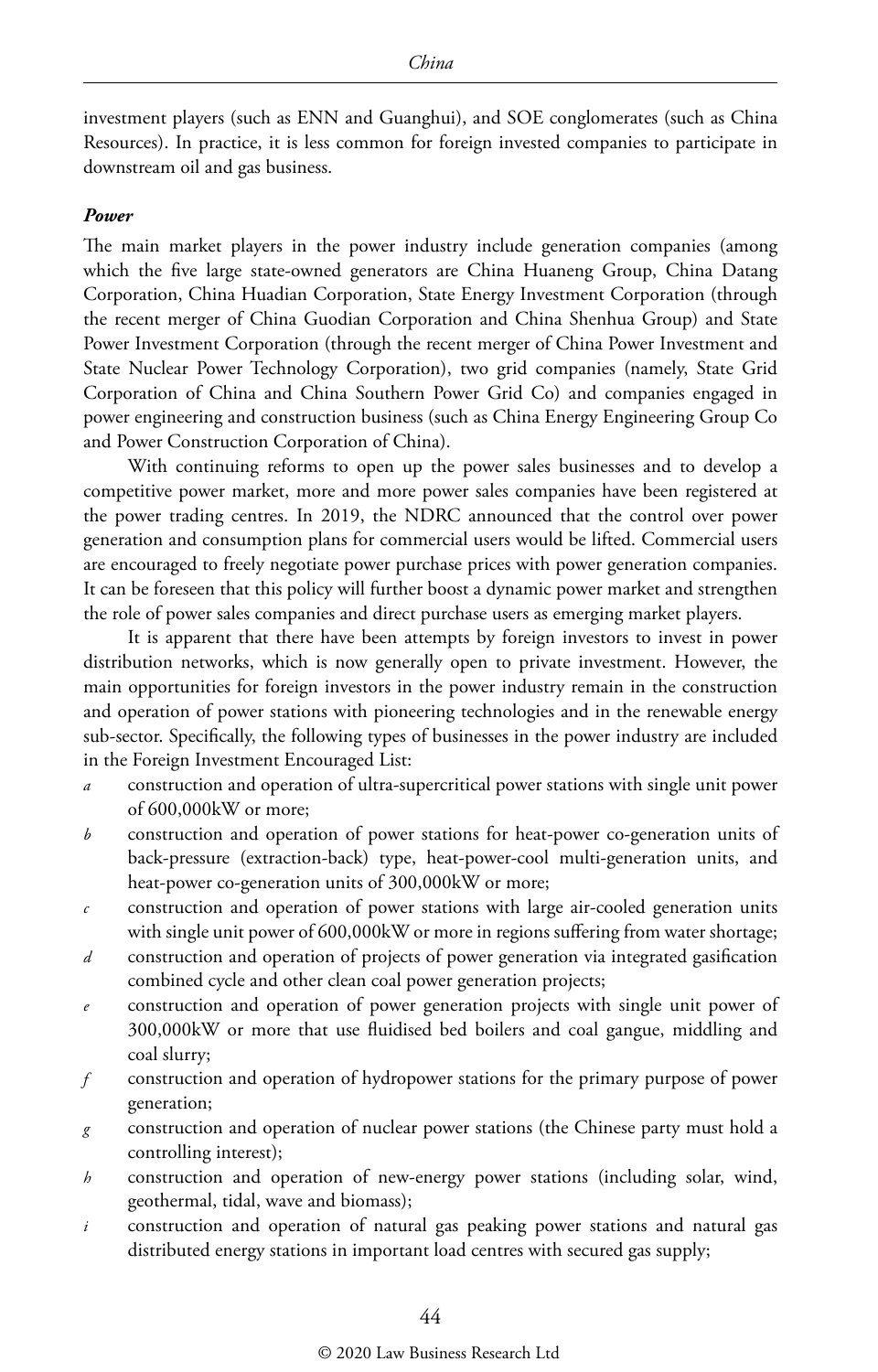investment players (such as ENN and Guanghui), and SOE conglomerates (such as China Resources). In practice, it is less common for foreign invested companies to participate in downstream oil and gas business.

***Power***

The main market players in the power industry include generation companies (among which the five large state-owned generators are China Huaneng Group, China Datang Corporation, China Huadian Corporation, State Energy Investment Corporation (through the recent merger of China Guodian Corporation and China Shenhua Group) and State Power Investment Corporation (through the recent merger of China Power Investment and State Nuclear Power Technology Corporation), two grid companies (namely, State Grid Corporation of China and China Southern Power Grid Co) and companies engaged in power engineering and construction business (such as China Energy Engineering Group Co and Power Construction Corporation of China).

With continuing reforms to open up the power sales businesses and to develop a competitive power market, more and more power sales companies have been registered at the power trading centres. In 2019, the NDRC announced that the control over power generation and consumption plans for commercial users would be lifted. Commercial users are encouraged to freely negotiate power purchase prices with power generation companies. It can be foreseen that this policy will further boost a dynamic power market and strengthen the role of power sales companies and direct purchase users as emerging market players.

It is apparent that there have been attempts by foreign investors to invest in power distribution networks, which is now generally open to private investment. However, the main opportunities for foreign investors in the power industry remain in the construction and operation of power stations with pioneering technologies and in the renewable energy sub-sector. Specifically, the following types of businesses in the power industry are included in the Foreign Investment Encouraged List:

*a* construction and operation of ultra-supercritical power stations with single unit power of 600,000kW or more;

*b* construction and operation of power stations for heat-power co-generation units of back-pressure (extraction-back) type, heat-power-cool multi-generation units, and heat-power co-generation units of 300,000kW or more;

*c* construction and operation of power stations with large air-cooled generation units with single unit power of 600,000kW or more in regions suffering from water shortage;

*d* construction and operation of projects of power generation via integrated gasification combined cycle and other clean coal power generation projects;

*e* construction and operation of power generation projects with single unit power of 300,000kW or more that use fluidised bed boilers and coal gangue, middling and coal slurry;

*f* construction and operation of hydropower stations for the primary purpose of power generation;

*g* construction and operation of nuclear power stations (the Chinese party must hold a controlling interest);

*h* construction and operation of new-energy power stations (including solar, wind, geothermal, tidal, wave and biomass);

*i* construction and operation of natural gas peaking power stations and natural gas distributed energy stations in important load centres with secured gas supply;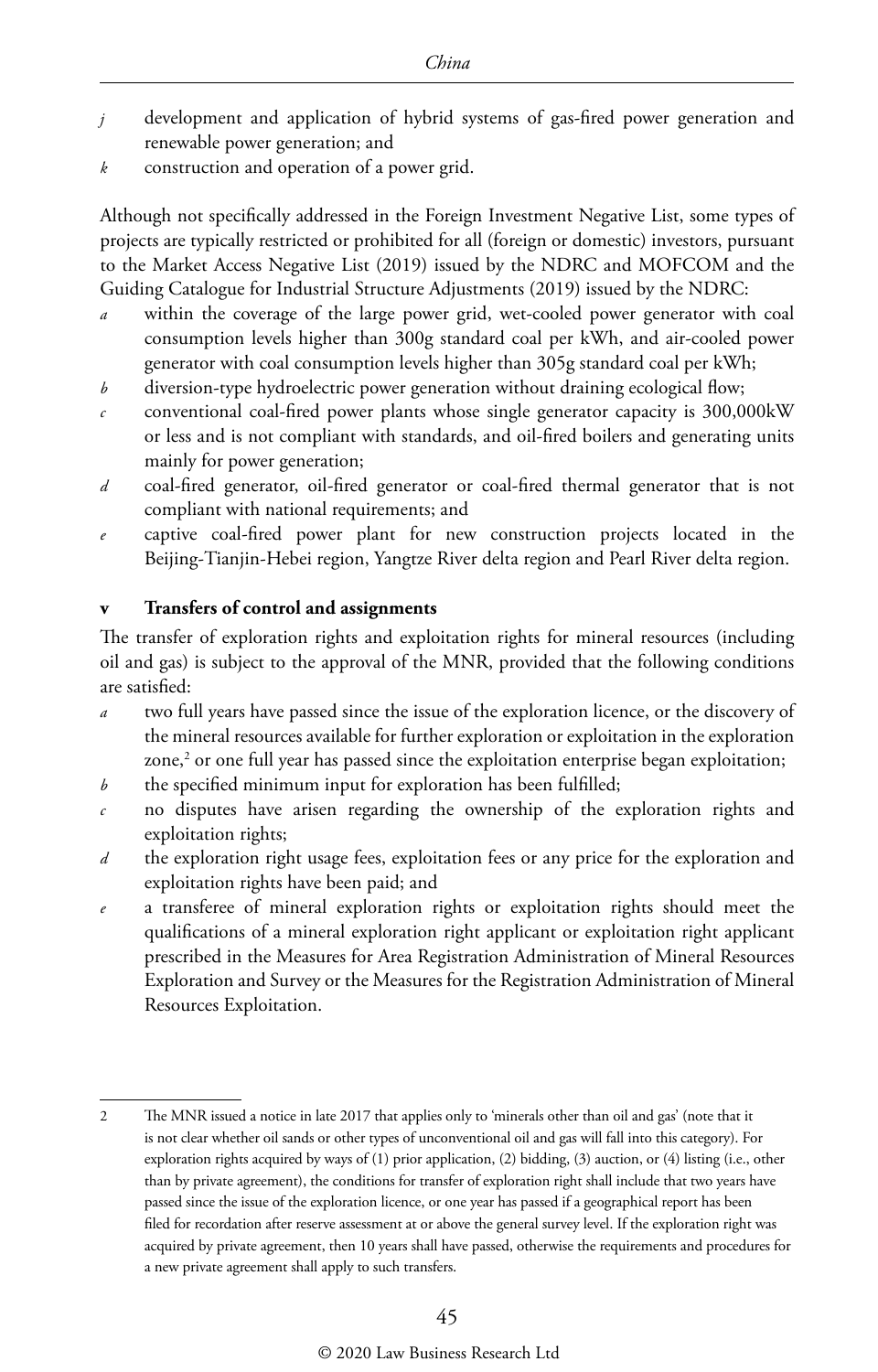*j* development and application of hybrid systems of gas-fired power generation and renewable power generation; and

*k* construction and operation of a power grid.

Although not specifically addressed in the Foreign Investment Negative List, some types of projects are typically restricted or prohibited for all (foreign or domestic) investors, pursuant to the Market Access Negative List (2019) issued by the NDRC and MOFCOM and the Guiding Catalogue for Industrial Structure Adjustments (2019) issued by the NDRC:

*a* within the coverage of the large power grid, wet-cooled power generator with coal consumption levels higher than 300g standard coal per kWh, and air-cooled power generator with coal consumption levels higher than 305g standard coal per kWh;

*b* diversion-type hydroelectric power generation without draining ecological flow;

*c* conventional coal-fired power plants whose single generator capacity is 300,000kW or less and is not compliant with standards, and oil-fired boilers and generating units mainly for power generation;

*d* coal-fired generator, oil-fired generator or coal-fired thermal generator that is not compliant with national requirements; and

*e* captive coal-fired power plant for new construction projects located in the Beijing-Tianjin-Hebei region, Yangtze River delta region and Pearl River delta region.

### v Transfers of control and assignments

The transfer of exploration rights and exploitation rights for mineral resources (including oil and gas) is subject to the approval of the MNR, provided that the following conditions are satisfied:

*a* two full years have passed since the issue of the exploration licence, or the discovery of the mineral resources available for further exploration or exploitation in the exploration zone,[2] or one full year has passed since the exploitation enterprise began exploitation;

*b* the specified minimum input for exploration has been fulfilled;

*c* no disputes have arisen regarding the ownership of the exploration rights and exploitation rights;

*d* the exploration right usage fees, exploitation fees or any price for the exploration and exploitation rights have been paid; and

*e* a transferee of mineral exploration rights or exploitation rights should meet the qualifications of a mineral exploration right applicant or exploitation right applicant prescribed in the Measures for Area Registration Administration of Mineral Resources Exploration and Survey or the Measures for the Registration Administration of Mineral Resources Exploitation.

---

2 The MNR issued a notice in late 2017 that applies only to 'minerals other than oil and gas' (note that it is not clear whether oil sands or other types of unconventional oil and gas will fall into this category). For exploration rights acquired by ways of (1) prior application, (2) bidding, (3) auction, or (4) listing (i.e., other than by private agreement), the conditions for transfer of exploration right shall include that two years have passed since the issue of the exploration licence, or one year has passed if a geographical report has been filed for recordation after reserve assessment at or above the general survey level. If the exploration right was acquired by private agreement, then 10 years shall have passed, otherwise the requirements and procedures for a new private agreement shall apply to such transfers.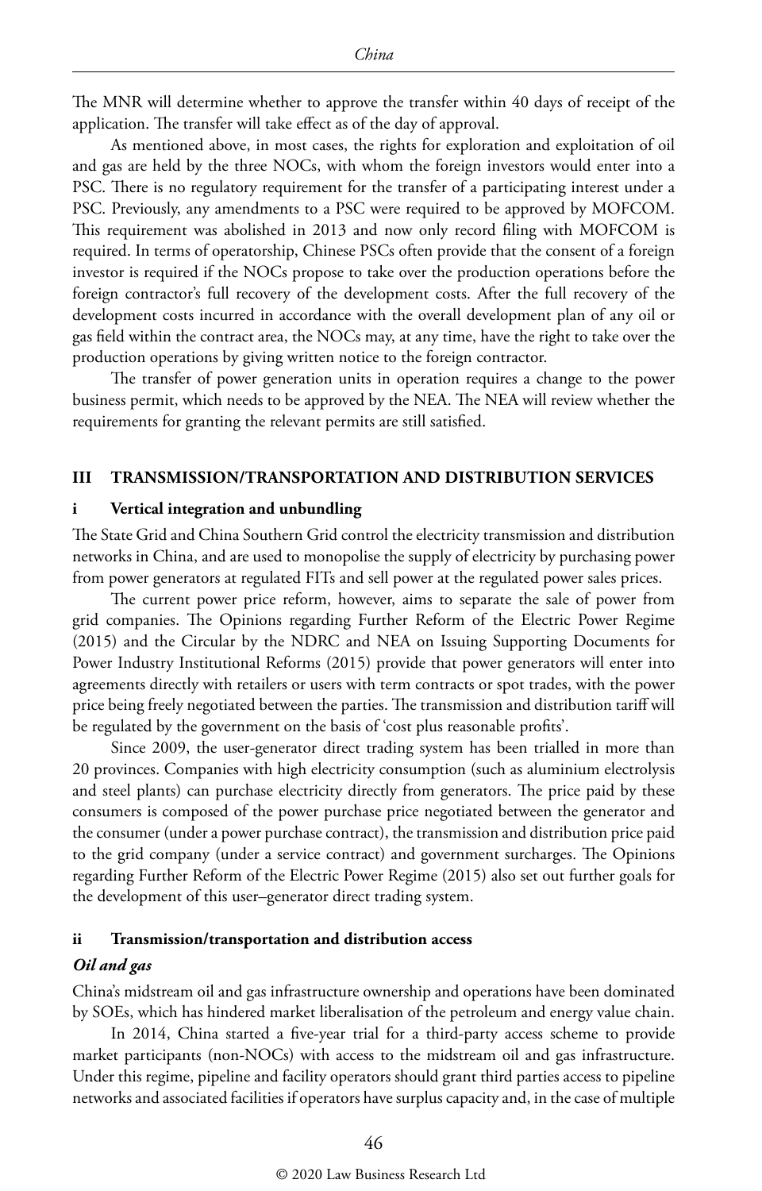The MNR will determine whether to approve the transfer within 40 days of receipt of the application. The transfer will take effect as of the day of approval.

As mentioned above, in most cases, the rights for exploration and exploitation of oil and gas are held by the three NOCs, with whom the foreign investors would enter into a PSC. There is no regulatory requirement for the transfer of a participating interest under a PSC. Previously, any amendments to a PSC were required to be approved by MOFCOM. This requirement was abolished in 2013 and now only record filing with MOFCOM is required. In terms of operatorship, Chinese PSCs often provide that the consent of a foreign investor is required if the NOCs propose to take over the production operations before the foreign contractor's full recovery of the development costs. After the full recovery of the development costs incurred in accordance with the overall development plan of any oil or gas field within the contract area, the NOCs may, at any time, have the right to take over the production operations by giving written notice to the foreign contractor.

The transfer of power generation units in operation requires a change to the power business permit, which needs to be approved by the NEA. The NEA will review whether the requirements for granting the relevant permits are still satisfied.

## III TRANSMISSION/TRANSPORTATION AND DISTRIBUTION SERVICES

### i Vertical integration and unbundling

The State Grid and China Southern Grid control the electricity transmission and distribution networks in China, and are used to monopolise the supply of electricity by purchasing power from power generators at regulated FITs and sell power at the regulated power sales prices.

The current power price reform, however, aims to separate the sale of power from grid companies. The Opinions regarding Further Reform of the Electric Power Regime (2015) and the Circular by the NDRC and NEA on Issuing Supporting Documents for Power Industry Institutional Reforms (2015) provide that power generators will enter into agreements directly with retailers or users with term contracts or spot trades, with the power price being freely negotiated between the parties. The transmission and distribution tariff will be regulated by the government on the basis of 'cost plus reasonable profits'.

Since 2009, the user-generator direct trading system has been trialled in more than 20 provinces. Companies with high electricity consumption (such as aluminium electrolysis and steel plants) can purchase electricity directly from generators. The price paid by these consumers is composed of the power purchase price negotiated between the generator and the consumer (under a power purchase contract), the transmission and distribution price paid to the grid company (under a service contract) and government surcharges. The Opinions regarding Further Reform of the Electric Power Regime (2015) also set out further goals for the development of this user–generator direct trading system.

### ii Transmission/transportation and distribution access

*Oil and gas*

China's midstream oil and gas infrastructure ownership and operations have been dominated by SOEs, which has hindered market liberalisation of the petroleum and energy value chain.

In 2014, China started a five-year trial for a third-party access scheme to provide market participants (non-NOCs) with access to the midstream oil and gas infrastructure. Under this regime, pipeline and facility operators should grant third parties access to pipeline networks and associated facilities if operators have surplus capacity and, in the case of multiple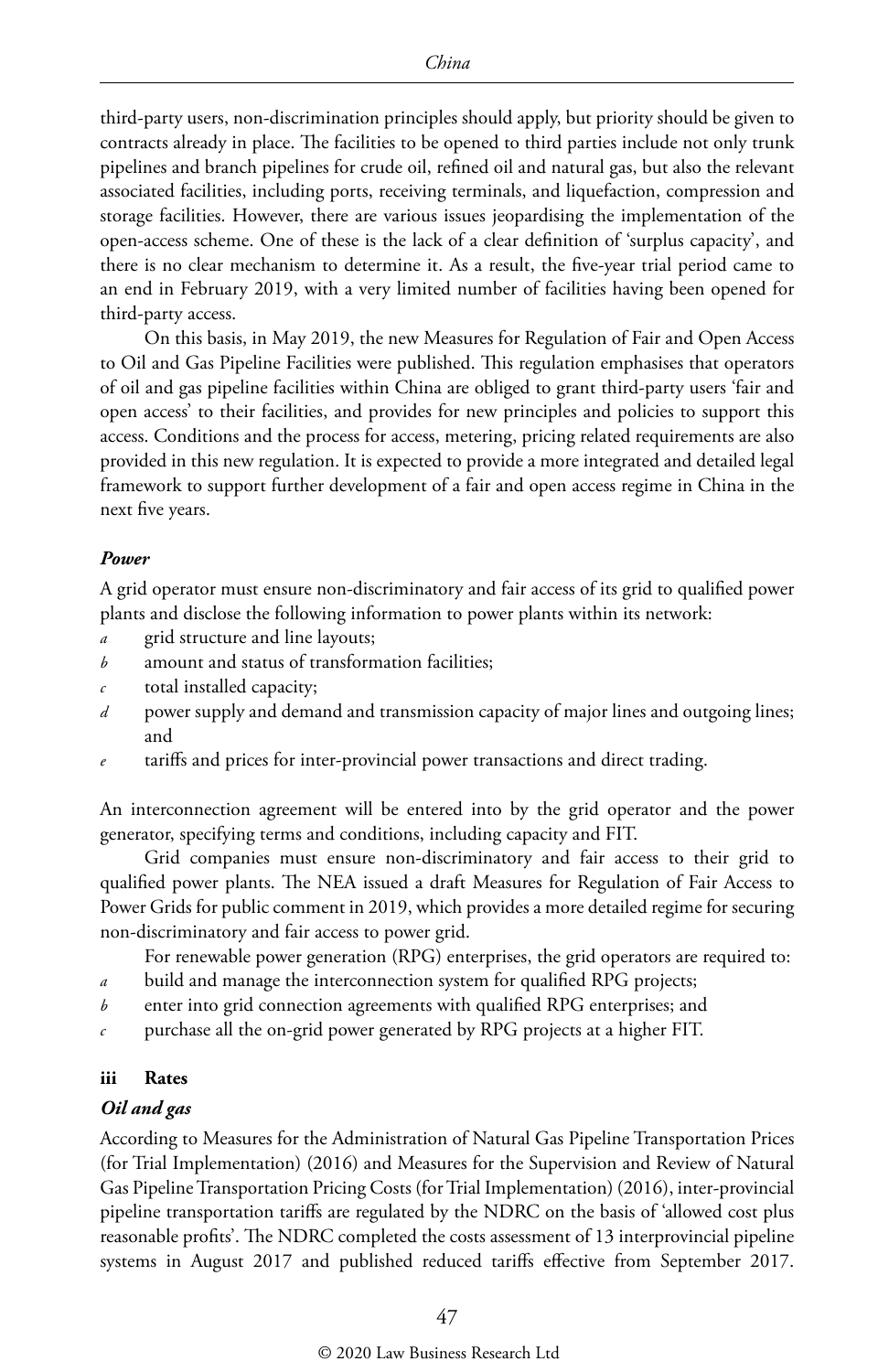third-party users, non-discrimination principles should apply, but priority should be given to contracts already in place. The facilities to be opened to third parties include not only trunk pipelines and branch pipelines for crude oil, refined oil and natural gas, but also the relevant associated facilities, including ports, receiving terminals, and liquefaction, compression and storage facilities. However, there are various issues jeopardising the implementation of the open-access scheme. One of these is the lack of a clear definition of 'surplus capacity', and there is no clear mechanism to determine it. As a result, the five-year trial period came to an end in February 2019, with a very limited number of facilities having been opened for third-party access.

On this basis, in May 2019, the new Measures for Regulation of Fair and Open Access to Oil and Gas Pipeline Facilities were published. This regulation emphasises that operators of oil and gas pipeline facilities within China are obliged to grant third-party users 'fair and open access' to their facilities, and provides for new principles and policies to support this access. Conditions and the process for access, metering, pricing related requirements are also provided in this new regulation. It is expected to provide a more integrated and detailed legal framework to support further development of a fair and open access regime in China in the next five years.

***Power***

A grid operator must ensure non-discriminatory and fair access of its grid to qualified power plants and disclose the following information to power plants within its network:

- *a* grid structure and line layouts;
- *b* amount and status of transformation facilities;
- *c* total installed capacity;
- *d* power supply and demand and transmission capacity of major lines and outgoing lines; and
- *e* tariffs and prices for inter-provincial power transactions and direct trading.

An interconnection agreement will be entered into by the grid operator and the power generator, specifying terms and conditions, including capacity and FIT.

Grid companies must ensure non-discriminatory and fair access to their grid to qualified power plants. The NEA issued a draft Measures for Regulation of Fair Access to Power Grids for public comment in 2019, which provides a more detailed regime for securing non-discriminatory and fair access to power grid.

For renewable power generation (RPG) enterprises, the grid operators are required to:

- *a* build and manage the interconnection system for qualified RPG projects;
- *b* enter into grid connection agreements with qualified RPG enterprises; and
- *c* purchase all the on-grid power generated by RPG projects at a higher FIT.

#### iii Rates

***Oil and gas***

According to Measures for the Administration of Natural Gas Pipeline Transportation Prices (for Trial Implementation) (2016) and Measures for the Supervision and Review of Natural Gas Pipeline Transportation Pricing Costs (for Trial Implementation) (2016), inter-provincial pipeline transportation tariffs are regulated by the NDRC on the basis of 'allowed cost plus reasonable profits'. The NDRC completed the costs assessment of 13 interprovincial pipeline systems in August 2017 and published reduced tariffs effective from September 2017.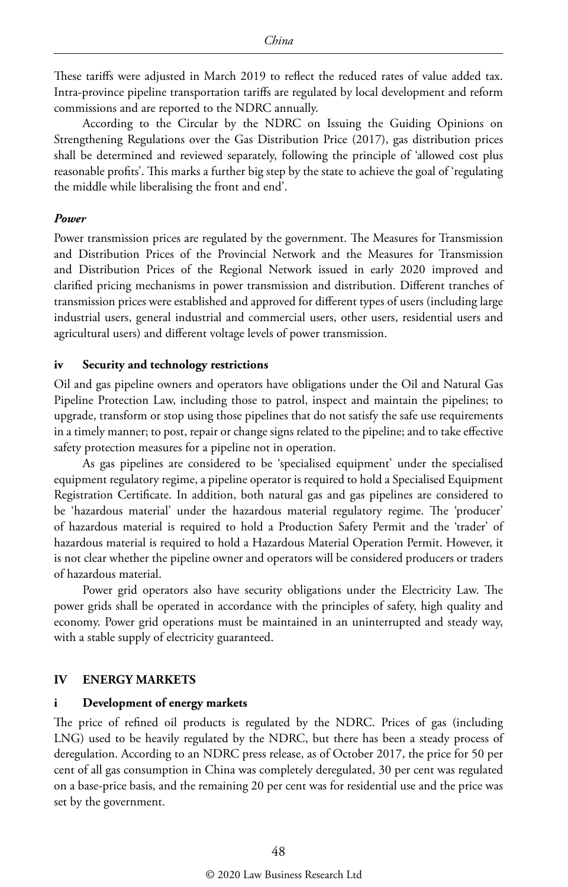These tariffs were adjusted in March 2019 to reflect the reduced rates of value added tax. Intra-province pipeline transportation tariffs are regulated by local development and reform commissions and are reported to the NDRC annually.

According to the Circular by the NDRC on Issuing the Guiding Opinions on Strengthening Regulations over the Gas Distribution Price (2017), gas distribution prices shall be determined and reviewed separately, following the principle of 'allowed cost plus reasonable profits'. This marks a further big step by the state to achieve the goal of 'regulating the middle while liberalising the front and end'.

***Power***

Power transmission prices are regulated by the government. The Measures for Transmission and Distribution Prices of the Provincial Network and the Measures for Transmission and Distribution Prices of the Regional Network issued in early 2020 improved and clarified pricing mechanisms in power transmission and distribution. Different tranches of transmission prices were established and approved for different types of users (including large industrial users, general industrial and commercial users, other users, residential users and agricultural users) and different voltage levels of power transmission.

### iv Security and technology restrictions

Oil and gas pipeline owners and operators have obligations under the Oil and Natural Gas Pipeline Protection Law, including those to patrol, inspect and maintain the pipelines; to upgrade, transform or stop using those pipelines that do not satisfy the safe use requirements in a timely manner; to post, repair or change signs related to the pipeline; and to take effective safety protection measures for a pipeline not in operation.

As gas pipelines are considered to be 'specialised equipment' under the specialised equipment regulatory regime, a pipeline operator is required to hold a Specialised Equipment Registration Certificate. In addition, both natural gas and gas pipelines are considered to be 'hazardous material' under the hazardous material regulatory regime. The 'producer' of hazardous material is required to hold a Production Safety Permit and the 'trader' of hazardous material is required to hold a Hazardous Material Operation Permit. However, it is not clear whether the pipeline owner and operators will be considered producers or traders of hazardous material.

Power grid operators also have security obligations under the Electricity Law. The power grids shall be operated in accordance with the principles of safety, high quality and economy. Power grid operations must be maintained in an uninterrupted and steady way, with a stable supply of electricity guaranteed.

## IV ENERGY MARKETS

### i Development of energy markets

The price of refined oil products is regulated by the NDRC. Prices of gas (including LNG) used to be heavily regulated by the NDRC, but there has been a steady process of deregulation. According to an NDRC press release, as of October 2017, the price for 50 per cent of all gas consumption in China was completely deregulated, 30 per cent was regulated on a base-price basis, and the remaining 20 per cent was for residential use and the price was set by the government.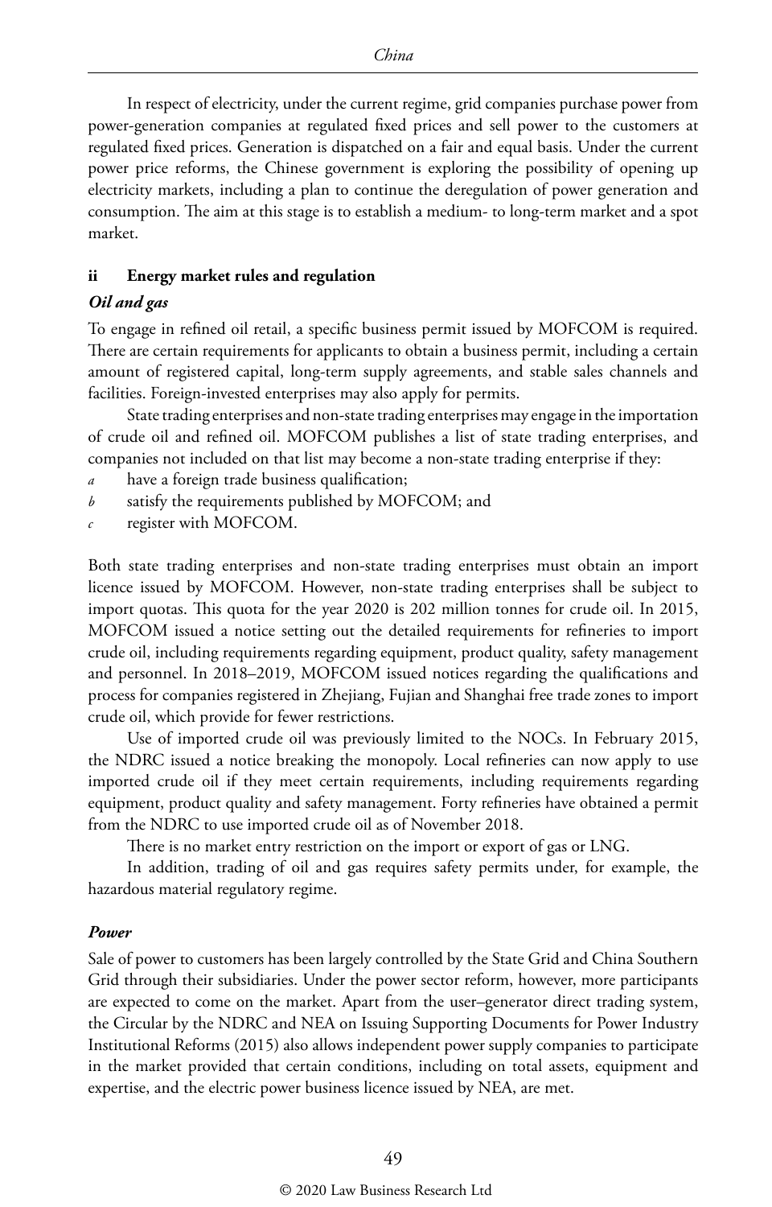In respect of electricity, under the current regime, grid companies purchase power from power-generation companies at regulated fixed prices and sell power to the customers at regulated fixed prices. Generation is dispatched on a fair and equal basis. Under the current power price reforms, the Chinese government is exploring the possibility of opening up electricity markets, including a plan to continue the deregulation of power generation and consumption. The aim at this stage is to establish a medium- to long-term market and a spot market.

### ii Energy market rules and regulation

#### *Oil and gas*

To engage in refined oil retail, a specific business permit issued by MOFCOM is required. There are certain requirements for applicants to obtain a business permit, including a certain amount of registered capital, long-term supply agreements, and stable sales channels and facilities. Foreign-invested enterprises may also apply for permits.

State trading enterprises and non-state trading enterprises may engage in the importation of crude oil and refined oil. MOFCOM publishes a list of state trading enterprises, and companies not included on that list may become a non-state trading enterprise if they:

*a* have a foreign trade business qualification;
*b* satisfy the requirements published by MOFCOM; and
*c* register with MOFCOM.

Both state trading enterprises and non-state trading enterprises must obtain an import licence issued by MOFCOM. However, non-state trading enterprises shall be subject to import quotas. This quota for the year 2020 is 202 million tonnes for crude oil. In 2015, MOFCOM issued a notice setting out the detailed requirements for refineries to import crude oil, including requirements regarding equipment, product quality, safety management and personnel. In 2018–2019, MOFCOM issued notices regarding the qualifications and process for companies registered in Zhejiang, Fujian and Shanghai free trade zones to import crude oil, which provide for fewer restrictions.

Use of imported crude oil was previously limited to the NOCs. In February 2015, the NDRC issued a notice breaking the monopoly. Local refineries can now apply to use imported crude oil if they meet certain requirements, including requirements regarding equipment, product quality and safety management. Forty refineries have obtained a permit from the NDRC to use imported crude oil as of November 2018.

There is no market entry restriction on the import or export of gas or LNG.

In addition, trading of oil and gas requires safety permits under, for example, the hazardous material regulatory regime.

#### *Power*

Sale of power to customers has been largely controlled by the State Grid and China Southern Grid through their subsidiaries. Under the power sector reform, however, more participants are expected to come on the market. Apart from the user–generator direct trading system, the Circular by the NDRC and NEA on Issuing Supporting Documents for Power Industry Institutional Reforms (2015) also allows independent power supply companies to participate in the market provided that certain conditions, including on total assets, equipment and expertise, and the electric power business licence issued by NEA, are met.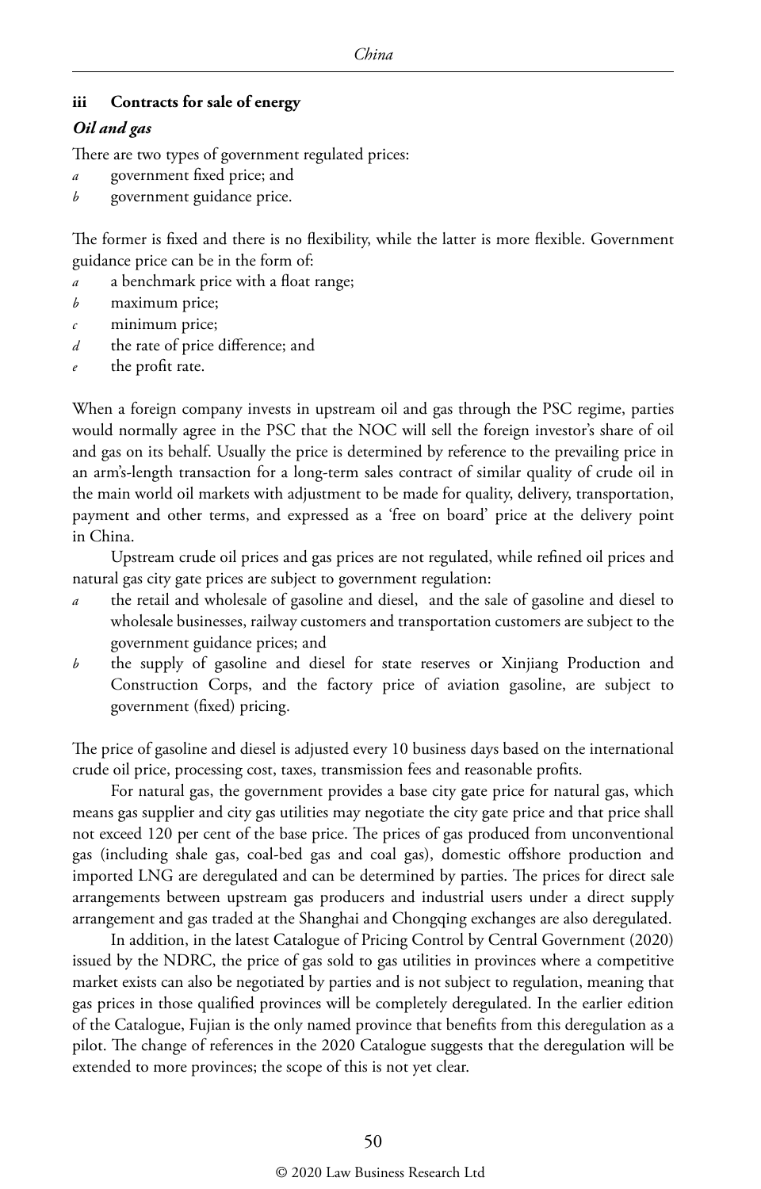### iii Contracts for sale of energy

#### *Oil and gas*

There are two types of government regulated prices:

- *a* government fixed price; and
- *b* government guidance price.

The former is fixed and there is no flexibility, while the latter is more flexible. Government guidance price can be in the form of:

- *a* a benchmark price with a float range;
- *b* maximum price;
- *c* minimum price;
- *d* the rate of price difference; and
- *e* the profit rate.

When a foreign company invests in upstream oil and gas through the PSC regime, parties would normally agree in the PSC that the NOC will sell the foreign investor's share of oil and gas on its behalf. Usually the price is determined by reference to the prevailing price in an arm's-length transaction for a long-term sales contract of similar quality of crude oil in the main world oil markets with adjustment to be made for quality, delivery, transportation, payment and other terms, and expressed as a 'free on board' price at the delivery point in China.

Upstream crude oil prices and gas prices are not regulated, while refined oil prices and natural gas city gate prices are subject to government regulation:

- *a* the retail and wholesale of gasoline and diesel, and the sale of gasoline and diesel to wholesale businesses, railway customers and transportation customers are subject to the government guidance prices; and
- *b* the supply of gasoline and diesel for state reserves or Xinjiang Production and Construction Corps, and the factory price of aviation gasoline, are subject to government (fixed) pricing.

The price of gasoline and diesel is adjusted every 10 business days based on the international crude oil price, processing cost, taxes, transmission fees and reasonable profits.

For natural gas, the government provides a base city gate price for natural gas, which means gas supplier and city gas utilities may negotiate the city gate price and that price shall not exceed 120 per cent of the base price. The prices of gas produced from unconventional gas (including shale gas, coal-bed gas and coal gas), domestic offshore production and imported LNG are deregulated and can be determined by parties. The prices for direct sale arrangements between upstream gas producers and industrial users under a direct supply arrangement and gas traded at the Shanghai and Chongqing exchanges are also deregulated.

In addition, in the latest Catalogue of Pricing Control by Central Government (2020) issued by the NDRC, the price of gas sold to gas utilities in provinces where a competitive market exists can also be negotiated by parties and is not subject to regulation, meaning that gas prices in those qualified provinces will be completely deregulated. In the earlier edition of the Catalogue, Fujian is the only named province that benefits from this deregulation as a pilot. The change of references in the 2020 Catalogue suggests that the deregulation will be extended to more provinces; the scope of this is not yet clear.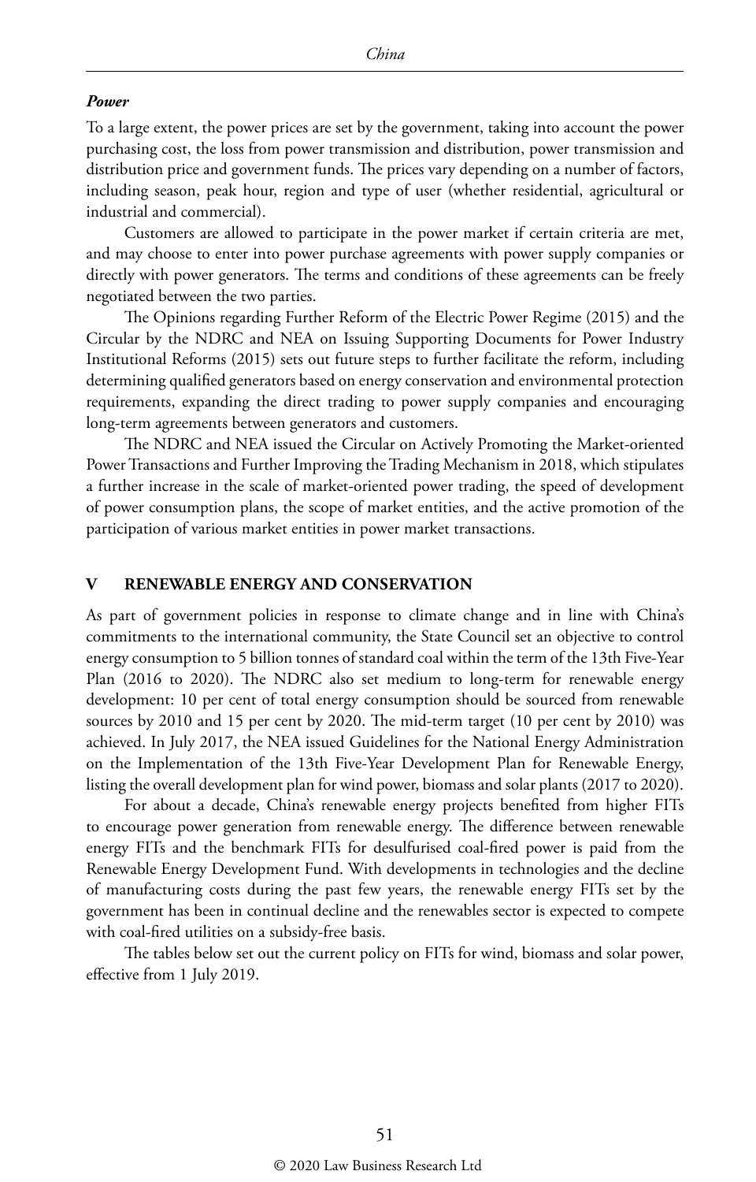***Power***

To a large extent, the power prices are set by the government, taking into account the power purchasing cost, the loss from power transmission and distribution, power transmission and distribution price and government funds. The prices vary depending on a number of factors, including season, peak hour, region and type of user (whether residential, agricultural or industrial and commercial).

Customers are allowed to participate in the power market if certain criteria are met, and may choose to enter into power purchase agreements with power supply companies or directly with power generators. The terms and conditions of these agreements can be freely negotiated between the two parties.

The Opinions regarding Further Reform of the Electric Power Regime (2015) and the Circular by the NDRC and NEA on Issuing Supporting Documents for Power Industry Institutional Reforms (2015) sets out future steps to further facilitate the reform, including determining qualified generators based on energy conservation and environmental protection requirements, expanding the direct trading to power supply companies and encouraging long-term agreements between generators and customers.

The NDRC and NEA issued the Circular on Actively Promoting the Market-oriented Power Transactions and Further Improving the Trading Mechanism in 2018, which stipulates a further increase in the scale of market-oriented power trading, the speed of development of power consumption plans, the scope of market entities, and the active promotion of the participation of various market entities in power market transactions.

## V RENEWABLE ENERGY AND CONSERVATION

As part of government policies in response to climate change and in line with China's commitments to the international community, the State Council set an objective to control energy consumption to 5 billion tonnes of standard coal within the term of the 13th Five-Year Plan (2016 to 2020). The NDRC also set medium to long-term for renewable energy development: 10 per cent of total energy consumption should be sourced from renewable sources by 2010 and 15 per cent by 2020. The mid-term target (10 per cent by 2010) was achieved. In July 2017, the NEA issued Guidelines for the National Energy Administration on the Implementation of the 13th Five-Year Development Plan for Renewable Energy, listing the overall development plan for wind power, biomass and solar plants (2017 to 2020).

For about a decade, China's renewable energy projects benefited from higher FITs to encourage power generation from renewable energy. The difference between renewable energy FITs and the benchmark FITs for desulfurised coal-fired power is paid from the Renewable Energy Development Fund. With developments in technologies and the decline of manufacturing costs during the past few years, the renewable energy FITs set by the government has been in continual decline and the renewables sector is expected to compete with coal-fired utilities on a subsidy-free basis.

The tables below set out the current policy on FITs for wind, biomass and solar power, effective from 1 July 2019.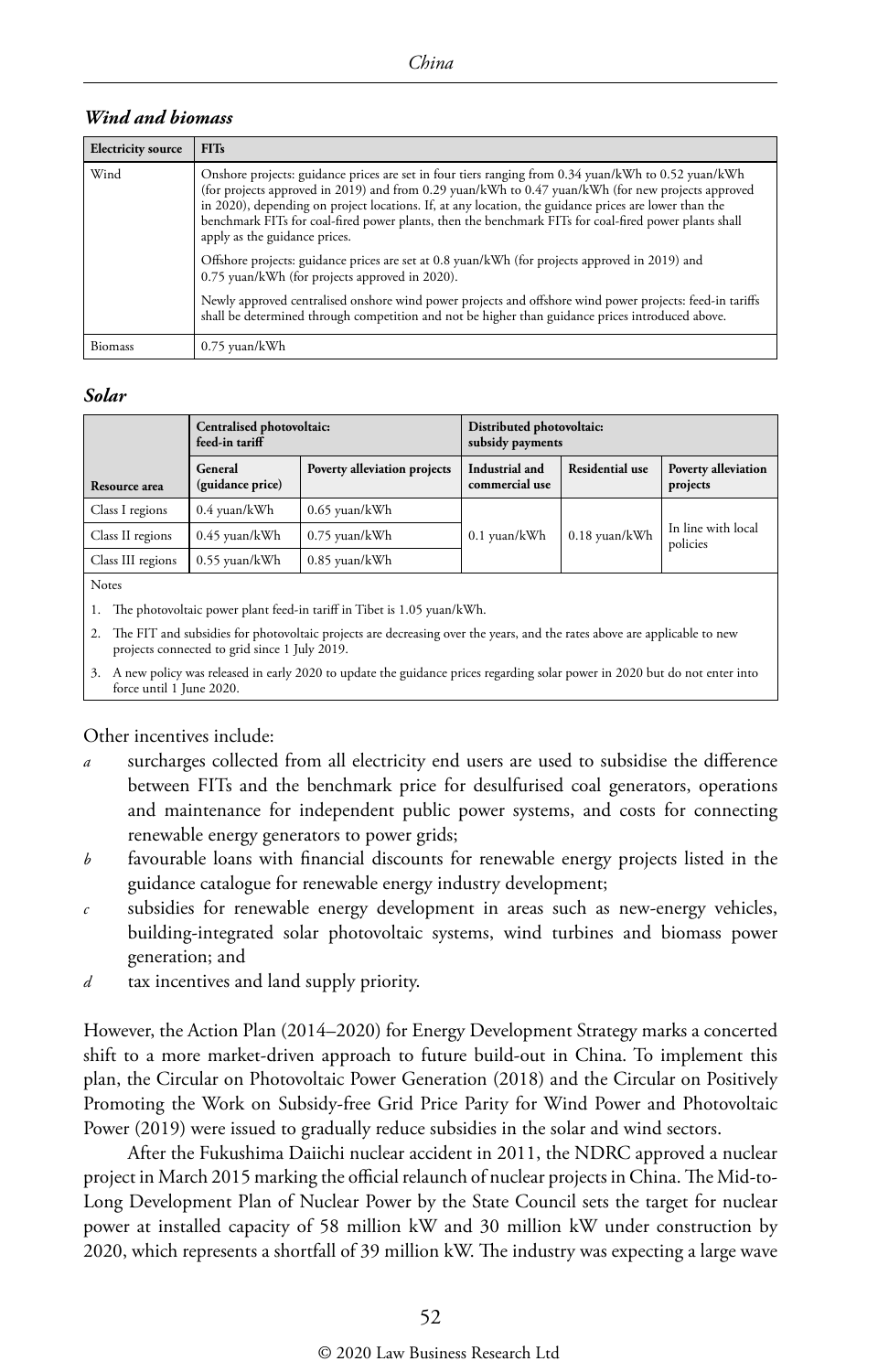### *Wind and biomass*

| Electricity source | FITs |
|---|---|
| Wind | Onshore projects: guidance prices are set in four tiers ranging from 0.34 yuan/kWh to 0.52 yuan/kWh (for projects approved in 2019) and from 0.29 yuan/kWh to 0.47 yuan/kWh (for new projects approved in 2020), depending on project locations. If, at any location, the guidance prices are lower than the benchmark FITs for coal-fired power plants, then the benchmark FITs for coal-fired power plants shall apply as the guidance prices.<br><br>Offshore projects: guidance prices are set at 0.8 yuan/kWh (for projects approved in 2019) and 0.75 yuan/kWh (for projects approved in 2020).<br><br>Newly approved centralised onshore wind power projects and offshore wind power projects: feed-in tariffs shall be determined through competition and not be higher than guidance prices introduced above. |
| Biomass | 0.75 yuan/kWh |

### *Solar*

| | Centralised photovoltaic: feed-in tariff | | Distributed photovoltaic: subsidy payments | | |
|---|---|---|---|---|---|
| Resource area | General (guidance price) | Poverty alleviation projects | Industrial and commercial use | Residential use | Poverty alleviation projects |
| Class I regions | 0.4 yuan/kWh | 0.65 yuan/kWh | 0.1 yuan/kWh | 0.18 yuan/kWh | In line with local policies |
| Class II regions | 0.45 yuan/kWh | 0.75 yuan/kWh | | | |
| Class III regions | 0.55 yuan/kWh | 0.85 yuan/kWh | | | |

Notes

1. The photovoltaic power plant feed-in tariff in Tibet is 1.05 yuan/kWh.
2. The FIT and subsidies for photovoltaic projects are decreasing over the years, and the rates above are applicable to new projects connected to grid since 1 July 2019.
3. A new policy was released in early 2020 to update the guidance prices regarding solar power in 2020 but do not enter into force until 1 June 2020.

Other incentives include:

*a* surcharges collected from all electricity end users are used to subsidise the difference between FITs and the benchmark price for desulfurised coal generators, operations and maintenance for independent public power systems, and costs for connecting renewable energy generators to power grids;

*b* favourable loans with financial discounts for renewable energy projects listed in the guidance catalogue for renewable energy industry development;

*c* subsidies for renewable energy development in areas such as new-energy vehicles, building-integrated solar photovoltaic systems, wind turbines and biomass power generation; and

*d* tax incentives and land supply priority.

However, the Action Plan (2014–2020) for Energy Development Strategy marks a concerted shift to a more market-driven approach to future build-out in China. To implement this plan, the Circular on Photovoltaic Power Generation (2018) and the Circular on Positively Promoting the Work on Subsidy-free Grid Price Parity for Wind Power and Photovoltaic Power (2019) were issued to gradually reduce subsidies in the solar and wind sectors.

After the Fukushima Daiichi nuclear accident in 2011, the NDRC approved a nuclear project in March 2015 marking the official relaunch of nuclear projects in China. The Mid-to-Long Development Plan of Nuclear Power by the State Council sets the target for nuclear power at installed capacity of 58 million kW and 30 million kW under construction by 2020, which represents a shortfall of 39 million kW. The industry was expecting a large wave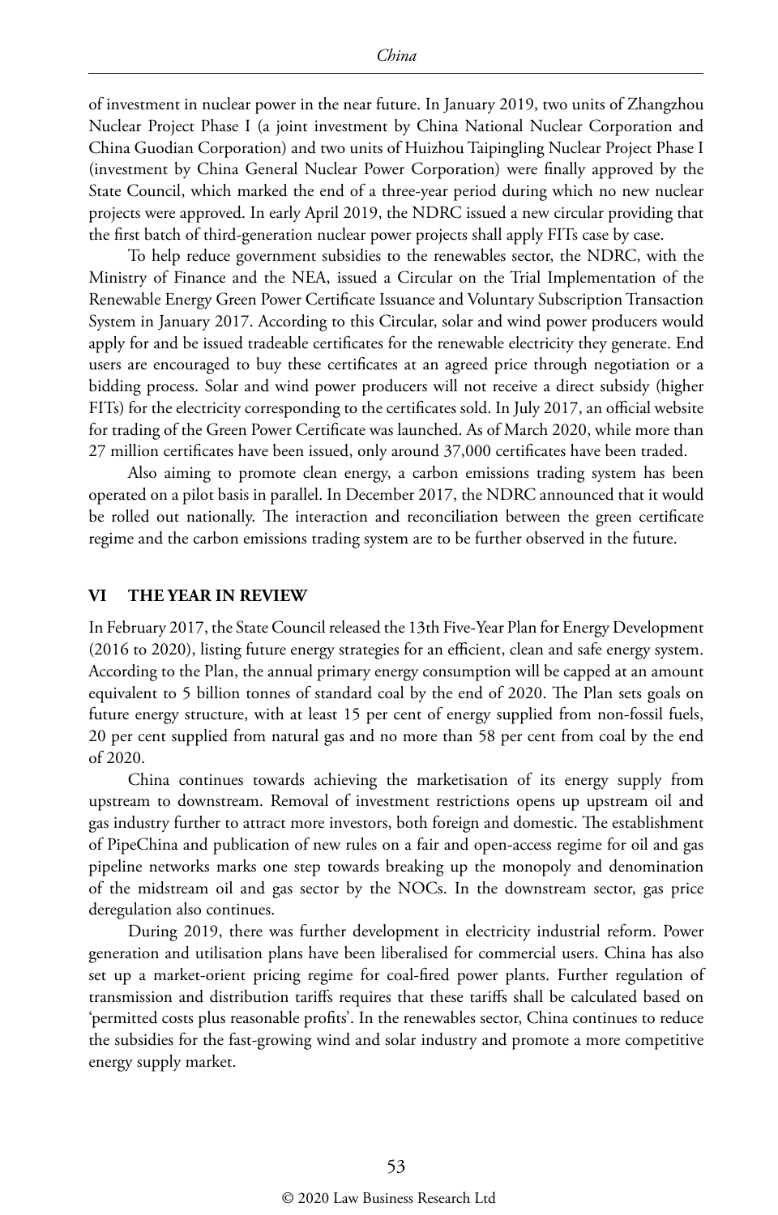of investment in nuclear power in the near future. In January 2019, two units of Zhangzhou Nuclear Project Phase I (a joint investment by China National Nuclear Corporation and China Guodian Corporation) and two units of Huizhou Taipingling Nuclear Project Phase I (investment by China General Nuclear Power Corporation) were finally approved by the State Council, which marked the end of a three-year period during which no new nuclear projects were approved. In early April 2019, the NDRC issued a new circular providing that the first batch of third-generation nuclear power projects shall apply FITs case by case.

To help reduce government subsidies to the renewables sector, the NDRC, with the Ministry of Finance and the NEA, issued a Circular on the Trial Implementation of the Renewable Energy Green Power Certificate Issuance and Voluntary Subscription Transaction System in January 2017. According to this Circular, solar and wind power producers would apply for and be issued tradeable certificates for the renewable electricity they generate. End users are encouraged to buy these certificates at an agreed price through negotiation or a bidding process. Solar and wind power producers will not receive a direct subsidy (higher FITs) for the electricity corresponding to the certificates sold. In July 2017, an official website for trading of the Green Power Certificate was launched. As of March 2020, while more than 27 million certificates have been issued, only around 37,000 certificates have been traded.

Also aiming to promote clean energy, a carbon emissions trading system has been operated on a pilot basis in parallel. In December 2017, the NDRC announced that it would be rolled out nationally. The interaction and reconciliation between the green certificate regime and the carbon emissions trading system are to be further observed in the future.

## VI THE YEAR IN REVIEW

In February 2017, the State Council released the 13th Five-Year Plan for Energy Development (2016 to 2020), listing future energy strategies for an efficient, clean and safe energy system. According to the Plan, the annual primary energy consumption will be capped at an amount equivalent to 5 billion tonnes of standard coal by the end of 2020. The Plan sets goals on future energy structure, with at least 15 per cent of energy supplied from non-fossil fuels, 20 per cent supplied from natural gas and no more than 58 per cent from coal by the end of 2020.

China continues towards achieving the marketisation of its energy supply from upstream to downstream. Removal of investment restrictions opens up upstream oil and gas industry further to attract more investors, both foreign and domestic. The establishment of PipeChina and publication of new rules on a fair and open-access regime for oil and gas pipeline networks marks one step towards breaking up the monopoly and denomination of the midstream oil and gas sector by the NOCs. In the downstream sector, gas price deregulation also continues.

During 2019, there was further development in electricity industrial reform. Power generation and utilisation plans have been liberalised for commercial users. China has also set up a market-orient pricing regime for coal-fired power plants. Further regulation of transmission and distribution tariffs requires that these tariffs shall be calculated based on 'permitted costs plus reasonable profits'. In the renewables sector, China continues to reduce the subsidies for the fast-growing wind and solar industry and promote a more competitive energy supply market.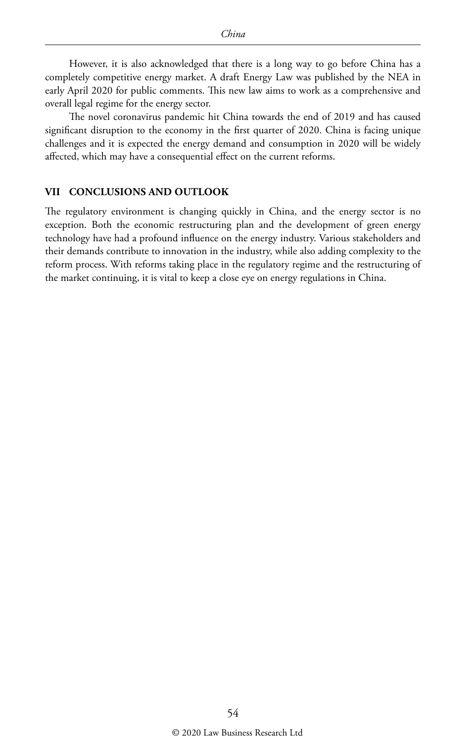However, it is also acknowledged that there is a long way to go before China has a completely competitive energy market. A draft Energy Law was published by the NEA in early April 2020 for public comments. This new law aims to work as a comprehensive and overall legal regime for the energy sector.

The novel coronavirus pandemic hit China towards the end of 2019 and has caused significant disruption to the economy in the first quarter of 2020. China is facing unique challenges and it is expected the energy demand and consumption in 2020 will be widely affected, which may have a consequential effect on the current reforms.

## VII CONCLUSIONS AND OUTLOOK

The regulatory environment is changing quickly in China, and the energy sector is no exception. Both the economic restructuring plan and the development of green energy technology have had a profound influence on the energy industry. Various stakeholders and their demands contribute to innovation in the industry, while also adding complexity to the reform process. With reforms taking place in the regulatory regime and the restructuring of the market continuing, it is vital to keep a close eye on energy regulations in China.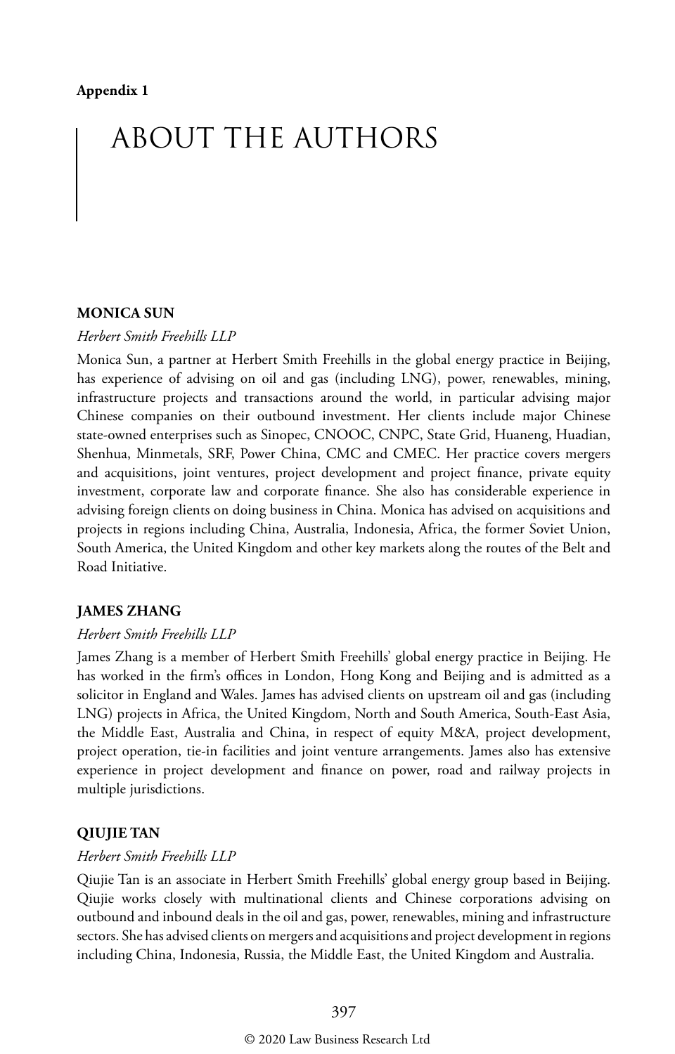**Appendix 1**

# ABOUT THE AUTHORS

**MONICA SUN**

*Herbert Smith Freehills LLP*

Monica Sun, a partner at Herbert Smith Freehills in the global energy practice in Beijing, has experience of advising on oil and gas (including LNG), power, renewables, mining, infrastructure projects and transactions around the world, in particular advising major Chinese companies on their outbound investment. Her clients include major Chinese state-owned enterprises such as Sinopec, CNOOC, CNPC, State Grid, Huaneng, Huadian, Shenhua, Minmetals, SRF, Power China, CMC and CMEC. Her practice covers mergers and acquisitions, joint ventures, project development and project finance, private equity investment, corporate law and corporate finance. She also has considerable experience in advising foreign clients on doing business in China. Monica has advised on acquisitions and projects in regions including China, Australia, Indonesia, Africa, the former Soviet Union, South America, the United Kingdom and other key markets along the routes of the Belt and Road Initiative.

**JAMES ZHANG**

*Herbert Smith Freehills LLP*

James Zhang is a member of Herbert Smith Freehills' global energy practice in Beijing. He has worked in the firm's offices in London, Hong Kong and Beijing and is admitted as a solicitor in England and Wales. James has advised clients on upstream oil and gas (including LNG) projects in Africa, the United Kingdom, North and South America, South-East Asia, the Middle East, Australia and China, in respect of equity M&A, project development, project operation, tie-in facilities and joint venture arrangements. James also has extensive experience in project development and finance on power, road and railway projects in multiple jurisdictions.

**QIUJIE TAN**

*Herbert Smith Freehills LLP*

Qiujie Tan is an associate in Herbert Smith Freehills' global energy group based in Beijing. Qiujie works closely with multinational clients and Chinese corporations advising on outbound and inbound deals in the oil and gas, power, renewables, mining and infrastructure sectors. She has advised clients on mergers and acquisitions and project development in regions including China, Indonesia, Russia, the Middle East, the United Kingdom and Australia.

© 2020 Law Business Research Ltd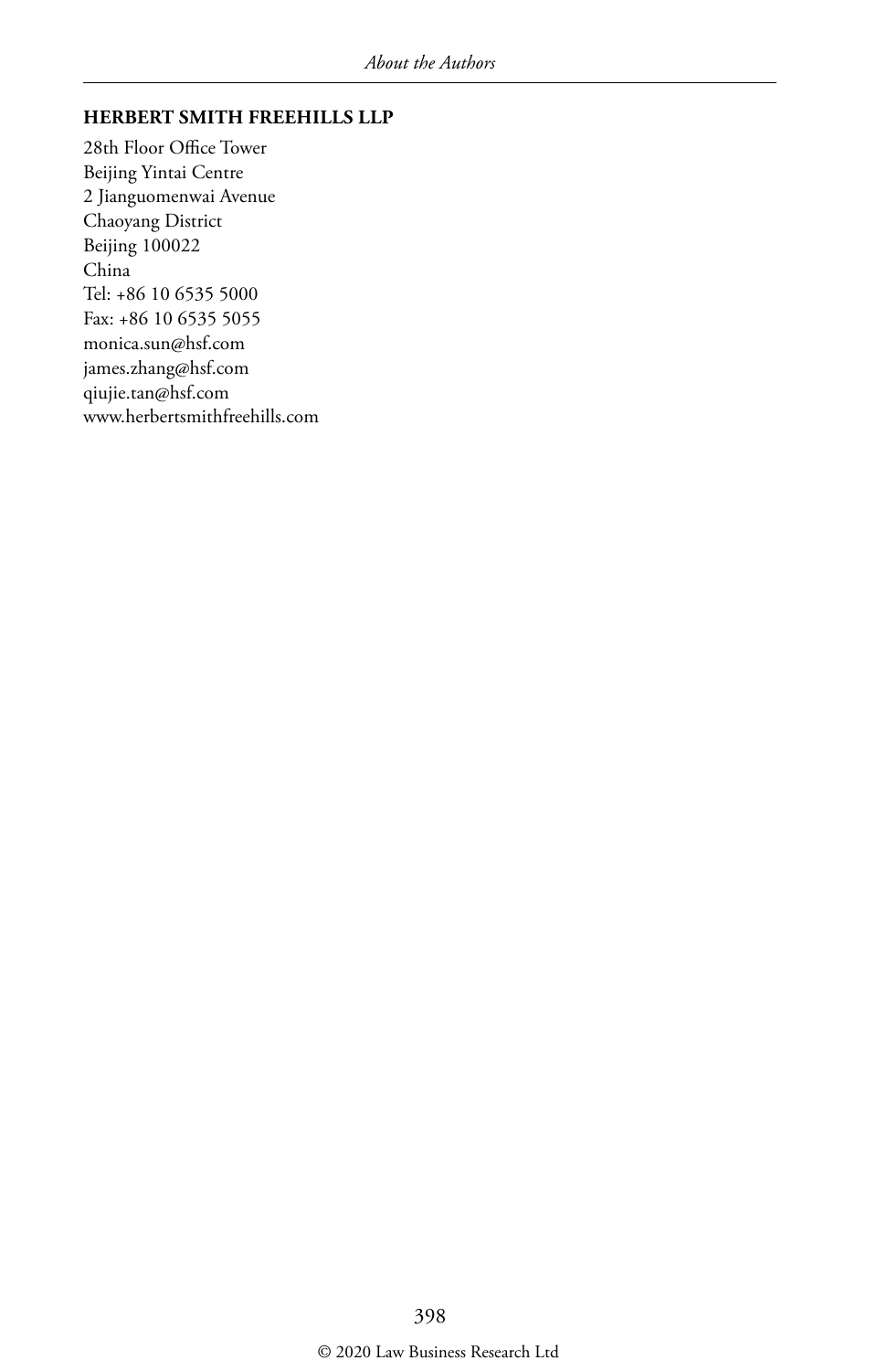**HERBERT SMITH FREEHILLS LLP**

28th Floor Office Tower
Beijing Yintai Centre
2 Jianguomenwai Avenue
Chaoyang District
Beijing 100022
China
Tel: +86 10 6535 5000
Fax: +86 10 6535 5055
monica.sun@hsf.com
james.zhang@hsf.com
qiujie.tan@hsf.com
www.herbertsmithfreehills.com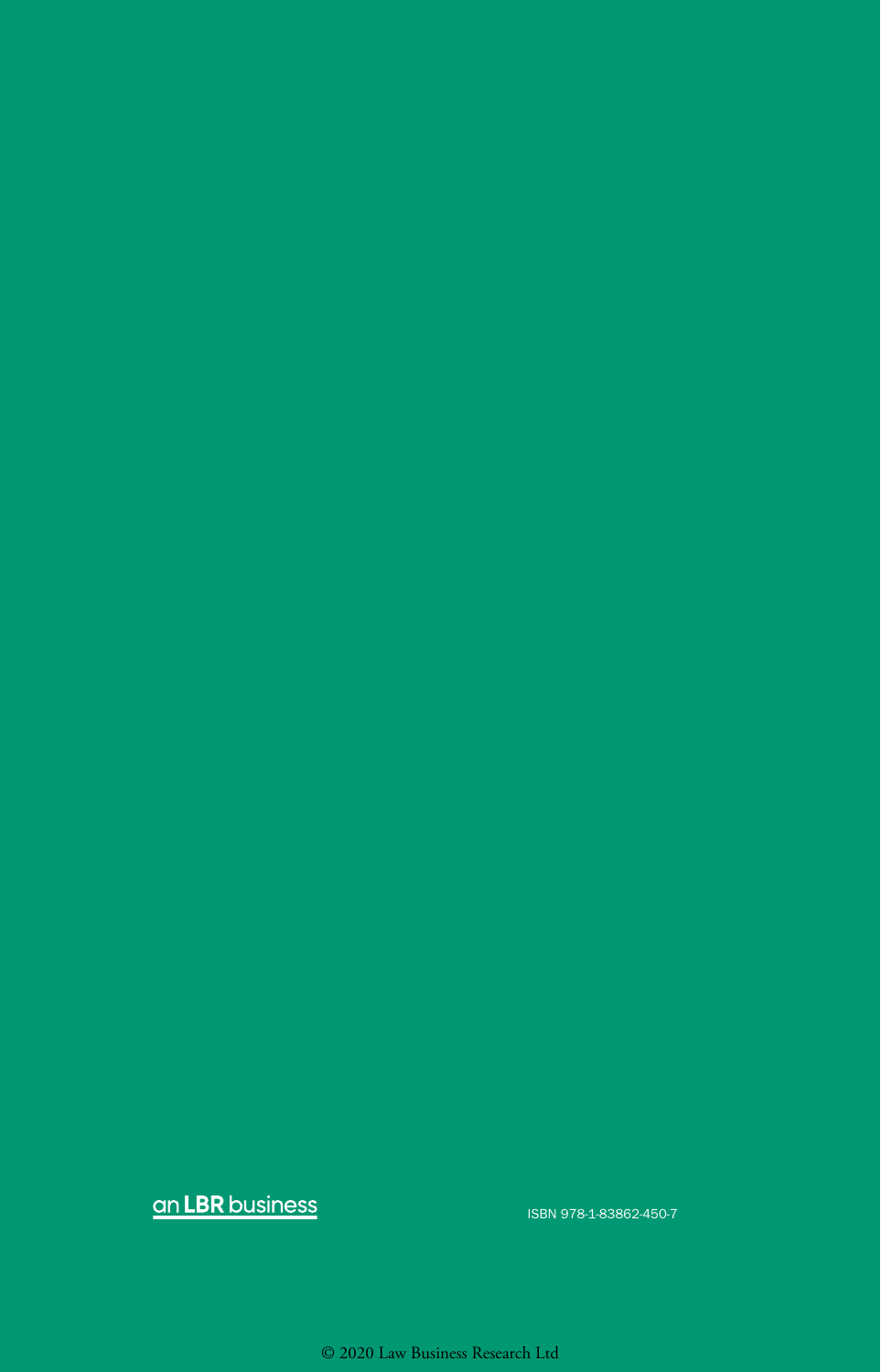an **LBR** business

ISBN 978-1-83862-450-7

© 2020 Law Business Research Ltd